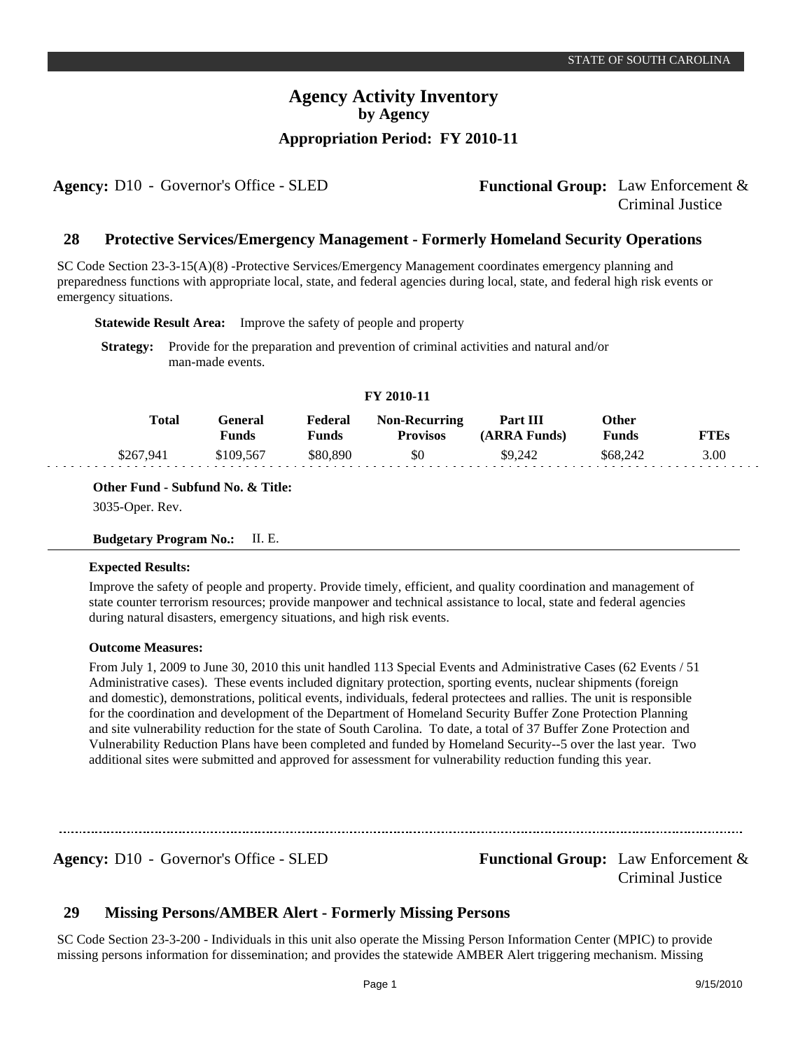# Agency Activity Inventory
## by Agency
### Appropriation Period: FY 2010-11

**Agency:** D10 - Governor's Office - SLED **Functional Group:** Law Enforcement & Criminal Justice

## 28 Protective Services/Emergency Management - Formerly Homeland Security Operations

SC Code Section 23-3-15(A)(8) -Protective Services/Emergency Management coordinates emergency planning and preparedness functions with appropriate local, state, and federal agencies during local, state, and federal high risk events or emergency situations.

**Statewide Result Area:** Improve the safety of people and property

**Strategy:** Provide for the preparation and prevention of criminal activities and natural and/or man-made events.

**FY 2010-11**

| Total | General Funds | Federal Funds | Non-Recurring Provisos | Part III (ARRA Funds) | Other Funds | FTEs |
|---|---|---|---|---|---|---|
| $267,941 | $109,567 | $80,890 | $0 | $9,242 | $68,242 | 3.00 |

**Other Fund - Subfund No. & Title:**
3035-Oper. Rev.

**Budgetary Program No.:** II. E.

**Expected Results:**

Improve the safety of people and property. Provide timely, efficient, and quality coordination and management of state counter terrorism resources; provide manpower and technical assistance to local, state and federal agencies during natural disasters, emergency situations, and high risk events.

**Outcome Measures:**

From July 1, 2009 to June 30, 2010 this unit handled 113 Special Events and Administrative Cases (62 Events / 51 Administrative cases). These events included dignitary protection, sporting events, nuclear shipments (foreign and domestic), demonstrations, political events, individuals, federal protectees and rallies. The unit is responsible for the coordination and development of the Department of Homeland Security Buffer Zone Protection Planning and site vulnerability reduction for the state of South Carolina. To date, a total of 37 Buffer Zone Protection and Vulnerability Reduction Plans have been completed and funded by Homeland Security--5 over the last year. Two additional sites were submitted and approved for assessment for vulnerability reduction funding this year.

**Agency:** D10 - Governor's Office - SLED **Functional Group:** Law Enforcement & Criminal Justice

## 29 Missing Persons/AMBER Alert - Formerly Missing Persons

SC Code Section 23-3-200 - Individuals in this unit also operate the Missing Person Information Center (MPIC) to provide missing persons information for dissemination; and provides the statewide AMBER Alert triggering mechanism. Missing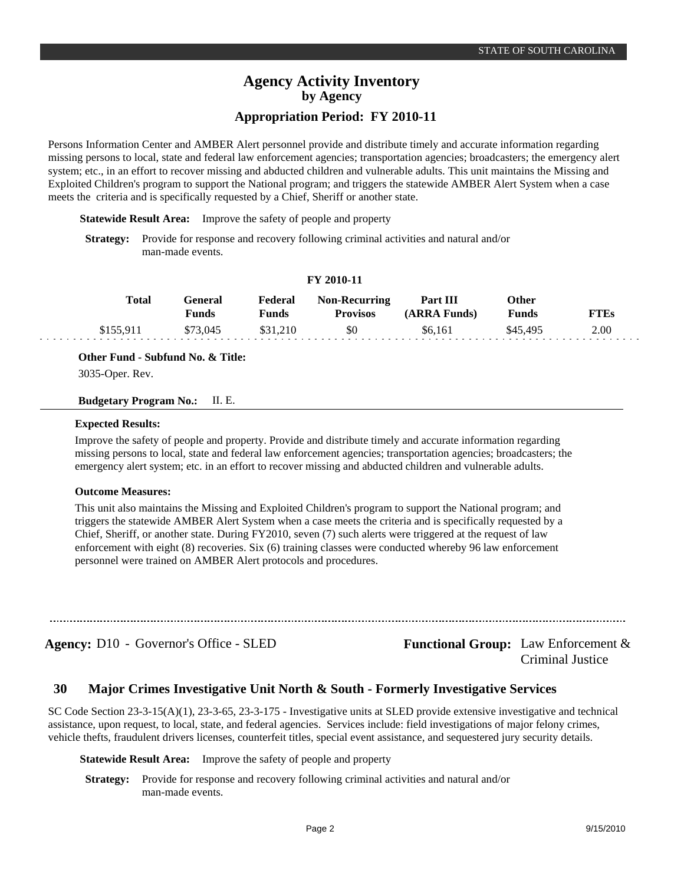Persons Information Center and AMBER Alert personnel provide and distribute timely and accurate information regarding missing persons to local, state and federal law enforcement agencies; transportation agencies; broadcasters; the emergency alert system; etc., in an effort to recover missing and abducted children and vulnerable adults. This unit maintains the Missing and Exploited Children's program to support the National program; and triggers the statewide AMBER Alert System when a case meets the criteria and is specifically requested by a Chief, Sheriff or another state.

**Statewide Result Area:** Improve the safety of people and property

**Strategy:** Provide for response and recovery following criminal activities and natural and/or man-made events.

**FY 2010-11**

| Total | General Funds | Federal Funds | Non-Recurring Provisos | Part III (ARRA Funds) | Other Funds | FTEs |
|---|---|---|---|---|---|---|
| $155,911 | $73,045 | $31,210 | $0 | $6,161 | $45,495 | 2.00 |

**Other Fund - Subfund No. & Title:**

3035-Oper. Rev.

**Budgetary Program No.:** II. E.

**Expected Results:**

Improve the safety of people and property. Provide and distribute timely and accurate information regarding missing persons to local, state and federal law enforcement agencies; transportation agencies; broadcasters; the emergency alert system; etc. in an effort to recover missing and abducted children and vulnerable adults.

**Outcome Measures:**

This unit also maintains the Missing and Exploited Children's program to support the National program; and triggers the statewide AMBER Alert System when a case meets the criteria and is specifically requested by a Chief, Sheriff, or another state. During FY2010, seven (7) such alerts were triggered at the request of law enforcement with eight (8) recoveries. Six (6) training classes were conducted whereby 96 law enforcement personnel were trained on AMBER Alert protocols and procedures.

**Agency:** D10 - Governor's Office - SLED **Functional Group:** Law Enforcement & Criminal Justice

## 30 Major Crimes Investigative Unit North & South - Formerly Investigative Services

SC Code Section 23-3-15(A)(1), 23-3-65, 23-3-175 - Investigative units at SLED provide extensive investigative and technical assistance, upon request, to local, state, and federal agencies. Services include: field investigations of major felony crimes, vehicle thefts, fraudulent drivers licenses, counterfeit titles, special event assistance, and sequestered jury security details.

**Statewide Result Area:** Improve the safety of people and property

**Strategy:** Provide for response and recovery following criminal activities and natural and/or man-made events.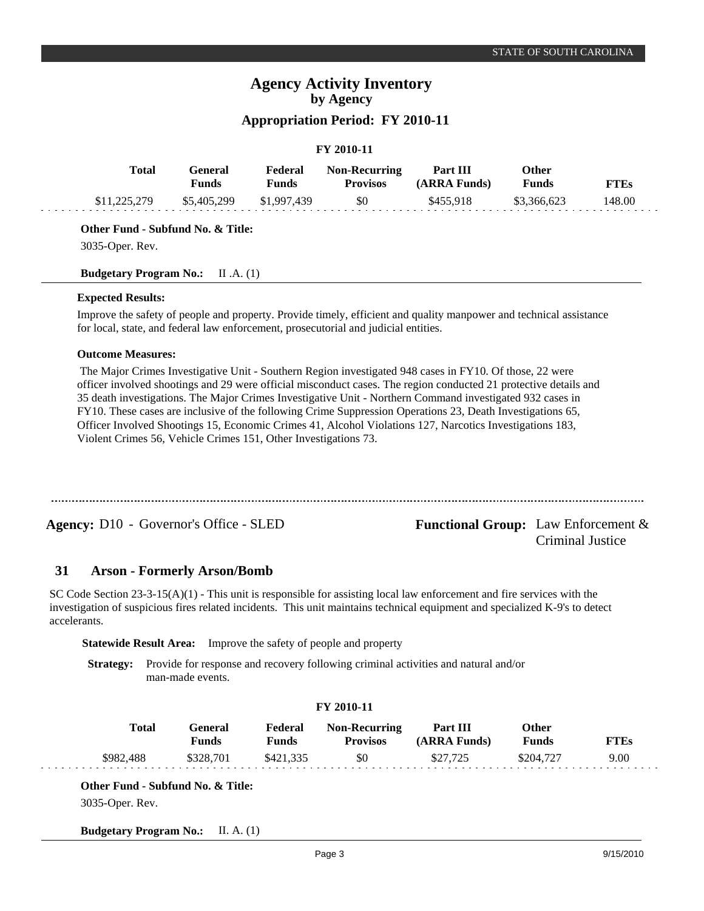**FY 2010-11**

| Total | General Funds | Federal Funds | Non-Recurring Provisos | Part III (ARRA Funds) | Other Funds | FTEs |
|---|---|---|---|---|---|---|
| $11,225,279 | $5,405,299 | $1,997,439 | $0 | $455,918 | $3,366,623 | 148.00 |

**Other Fund - Subfund No. & Title:**

3035-Oper. Rev.

**Budgetary Program No.:** II .A. (1)

**Expected Results:**

Improve the safety of people and property. Provide timely, efficient and quality manpower and technical assistance for local, state, and federal law enforcement, prosecutorial and judicial entities.

**Outcome Measures:**

The Major Crimes Investigative Unit - Southern Region investigated 948 cases in FY10. Of those, 22 were officer involved shootings and 29 were official misconduct cases. The region conducted 21 protective details and 35 death investigations. The Major Crimes Investigative Unit - Northern Command investigated 932 cases in FY10. These cases are inclusive of the following Crime Suppression Operations 23, Death Investigations 65, Officer Involved Shootings 15, Economic Crimes 41, Alcohol Violations 127, Narcotics Investigations 183, Violent Crimes 56, Vehicle Crimes 151, Other Investigations 73.

---

**Agency:** D10 - Governor's Office - SLED

**Functional Group:** Law Enforcement & Criminal Justice

## 31 Arson - Formerly Arson/Bomb

SC Code Section 23-3-15(A)(1) - This unit is responsible for assisting local law enforcement and fire services with the investigation of suspicious fires related incidents. This unit maintains technical equipment and specialized K-9's to detect accelerants.

**Statewide Result Area:** Improve the safety of people and property

**Strategy:** Provide for response and recovery following criminal activities and natural and/or man-made events.

**FY 2010-11**

| Total | General Funds | Federal Funds | Non-Recurring Provisos | Part III (ARRA Funds) | Other Funds | FTEs |
|---|---|---|---|---|---|---|
| $982,488 | $328,701 | $421,335 | $0 | $27,725 | $204,727 | 9.00 |

**Other Fund - Subfund No. & Title:**

3035-Oper. Rev.

**Budgetary Program No.:** II. A. (1)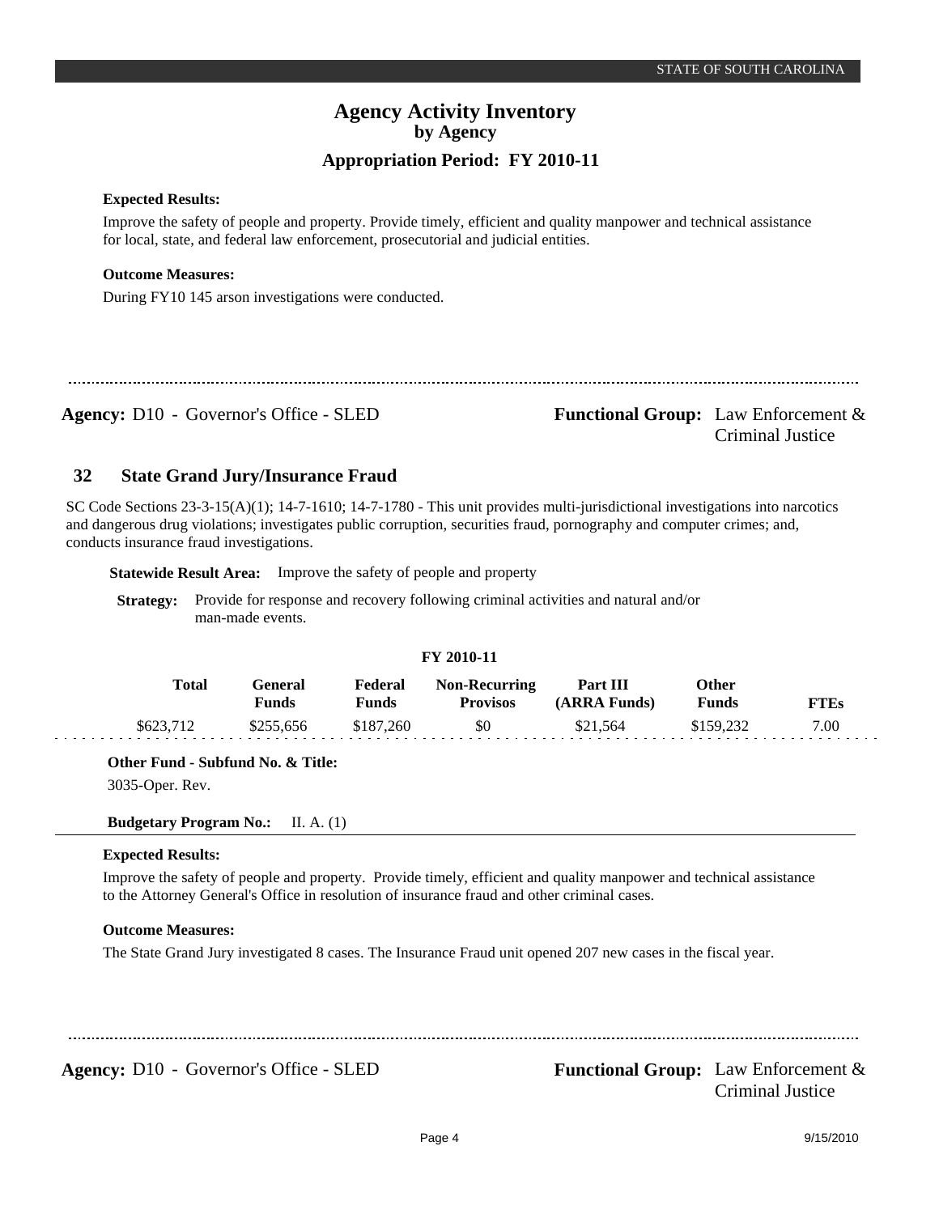**Expected Results:**

Improve the safety of people and property. Provide timely, efficient and quality manpower and technical assistance for local, state, and federal law enforcement, prosecutorial and judicial entities.

**Outcome Measures:**

During FY10 145 arson investigations were conducted.

---

**Agency:** D10 - Governor's Office - SLED **Functional Group:** Law Enforcement & Criminal Justice

## 32 State Grand Jury/Insurance Fraud

SC Code Sections 23-3-15(A)(1); 14-7-1610; 14-7-1780 - This unit provides multi-jurisdictional investigations into narcotics and dangerous drug violations; investigates public corruption, securities fraud, pornography and computer crimes; and, conducts insurance fraud investigations.

**Statewide Result Area:** Improve the safety of people and property

**Strategy:** Provide for response and recovery following criminal activities and natural and/or man-made events.

**FY 2010-11**

| Total | General Funds | Federal Funds | Non-Recurring Provisos | Part III (ARRA Funds) | Other Funds | FTEs |
|---|---|---|---|---|---|---|
| $623,712 | $255,656 | $187,260 | $0 | $21,564 | $159,232 | 7.00 |

**Other Fund - Subfund No. & Title:**

3035-Oper. Rev.

**Budgetary Program No.:** II. A. (1)

**Expected Results:**

Improve the safety of people and property. Provide timely, efficient and quality manpower and technical assistance to the Attorney General's Office in resolution of insurance fraud and other criminal cases.

**Outcome Measures:**

The State Grand Jury investigated 8 cases. The Insurance Fraud unit opened 207 new cases in the fiscal year.

---

**Agency:** D10 - Governor's Office - SLED **Functional Group:** Law Enforcement & Criminal Justice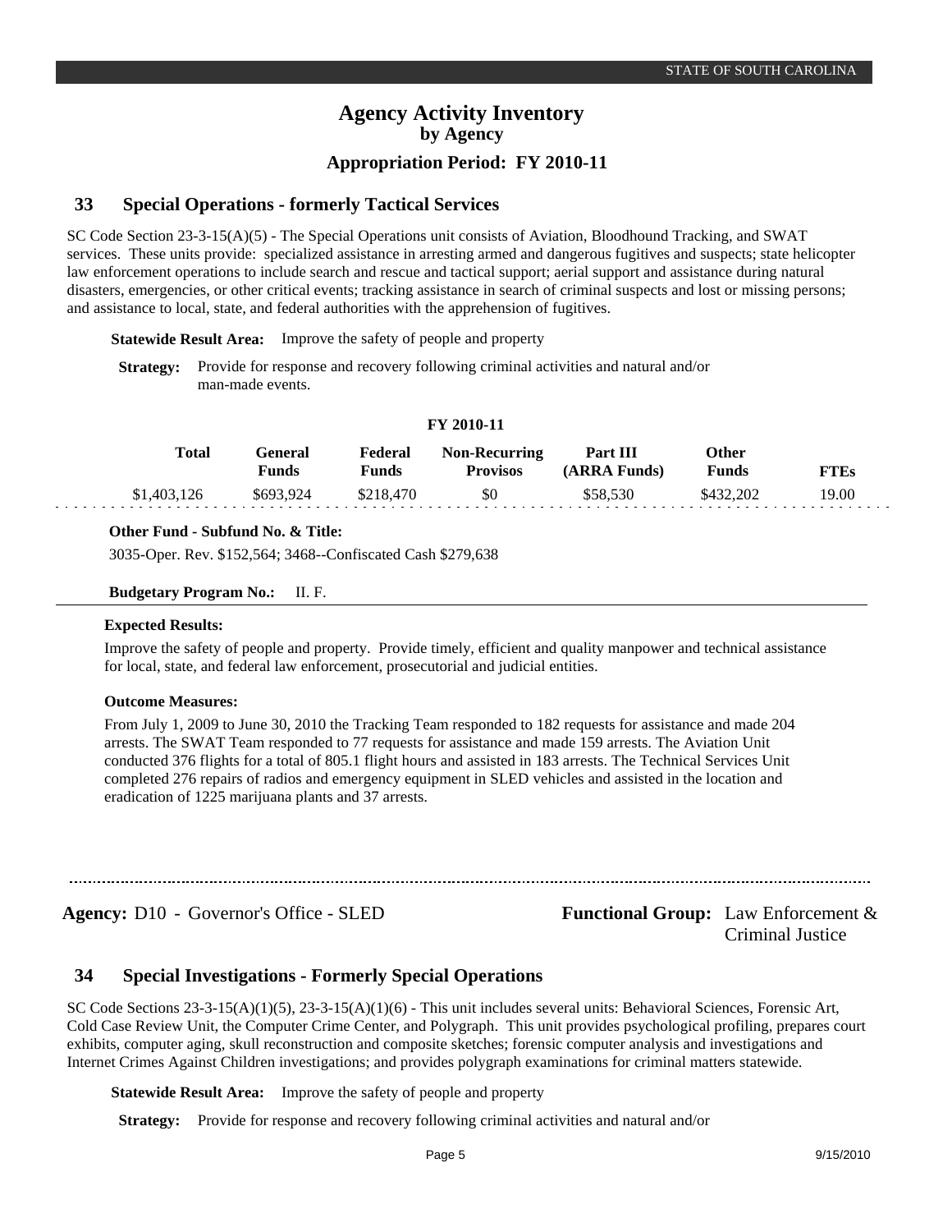## 33 Special Operations - formerly Tactical Services

SC Code Section 23-3-15(A)(5) - The Special Operations unit consists of Aviation, Bloodhound Tracking, and SWAT services. These units provide: specialized assistance in arresting armed and dangerous fugitives and suspects; state helicopter law enforcement operations to include search and rescue and tactical support; aerial support and assistance during natural disasters, emergencies, or other critical events; tracking assistance in search of criminal suspects and lost or missing persons; and assistance to local, state, and federal authorities with the apprehension of fugitives.

**Statewide Result Area:** Improve the safety of people and property

**Strategy:** Provide for response and recovery following criminal activities and natural and/or man-made events.

**FY 2010-11**

| Total | General Funds | Federal Funds | Non-Recurring Provisos | Part III (ARRA Funds) | Other Funds | FTEs |
|---|---|---|---|---|---|---|
| $1,403,126 | $693,924 | $218,470 | $0 | $58,530 | $432,202 | 19.00 |

**Other Fund - Subfund No. & Title:**

3035-Oper. Rev. $152,564; 3468--Confiscated Cash $279,638

**Budgetary Program No.:** II. F.

**Expected Results:**

Improve the safety of people and property. Provide timely, efficient and quality manpower and technical assistance for local, state, and federal law enforcement, prosecutorial and judicial entities.

**Outcome Measures:**

From July 1, 2009 to June 30, 2010 the Tracking Team responded to 182 requests for assistance and made 204 arrests. The SWAT Team responded to 77 requests for assistance and made 159 arrests. The Aviation Unit conducted 376 flights for a total of 805.1 flight hours and assisted in 183 arrests. The Technical Services Unit completed 276 repairs of radios and emergency equipment in SLED vehicles and assisted in the location and eradication of 1225 marijuana plants and 37 arrests.

**Agency:** D10 - Governor's Office - SLED

**Functional Group:** Law Enforcement & Criminal Justice

## 34 Special Investigations - Formerly Special Operations

SC Code Sections 23-3-15(A)(1)(5), 23-3-15(A)(1)(6) - This unit includes several units: Behavioral Sciences, Forensic Art, Cold Case Review Unit, the Computer Crime Center, and Polygraph. This unit provides psychological profiling, prepares court exhibits, computer aging, skull reconstruction and composite sketches; forensic computer analysis and investigations and Internet Crimes Against Children investigations; and provides polygraph examinations for criminal matters statewide.

**Statewide Result Area:** Improve the safety of people and property

**Strategy:** Provide for response and recovery following criminal activities and natural and/or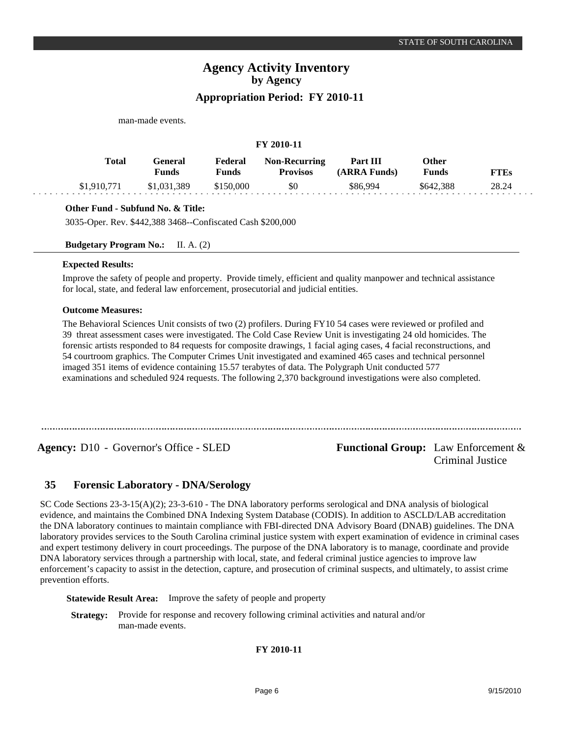man-made events.

**FY 2010-11**

| Total | General Funds | Federal Funds | Non-Recurring Provisos | Part III (ARRA Funds) | Other Funds | FTEs |
|---|---|---|---|---|---|---|
| $1,910,771 | $1,031,389 | $150,000 | $0 | $86,994 | $642,388 | 28.24 |

**Other Fund - Subfund No. & Title:**

3035-Oper. Rev. $442,388 3468--Confiscated Cash $200,000

**Budgetary Program No.:** II. A. (2)

**Expected Results:**

Improve the safety of people and property. Provide timely, efficient and quality manpower and technical assistance for local, state, and federal law enforcement, prosecutorial and judicial entities.

**Outcome Measures:**

The Behavioral Sciences Unit consists of two (2) profilers. During FY10 54 cases were reviewed or profiled and 39 threat assessment cases were investigated. The Cold Case Review Unit is investigating 24 old homicides. The forensic artists responded to 84 requests for composite drawings, 1 facial aging cases, 4 facial reconstructions, and 54 courtroom graphics. The Computer Crimes Unit investigated and examined 465 cases and technical personnel imaged 351 items of evidence containing 15.57 terabytes of data. The Polygraph Unit conducted 577 examinations and scheduled 924 requests. The following 2,370 background investigations were also completed.

---

**Agency:** D10 - Governor's Office - SLED

**Functional Group:** Law Enforcement & Criminal Justice

## 35 Forensic Laboratory - DNA/Serology

SC Code Sections 23-3-15(A)(2); 23-3-610 - The DNA laboratory performs serological and DNA analysis of biological evidence, and maintains the Combined DNA Indexing System Database (CODIS). In addition to ASCLD/LAB accreditation the DNA laboratory continues to maintain compliance with FBI-directed DNA Advisory Board (DNAB) guidelines. The DNA laboratory provides services to the South Carolina criminal justice system with expert examination of evidence in criminal cases and expert testimony delivery in court proceedings. The purpose of the DNA laboratory is to manage, coordinate and provide DNA laboratory services through a partnership with local, state, and federal criminal justice agencies to improve law enforcement's capacity to assist in the detection, capture, and prosecution of criminal suspects, and ultimately, to assist crime prevention efforts.

**Statewide Result Area:** Improve the safety of people and property

**Strategy:** Provide for response and recovery following criminal activities and natural and/or man-made events.

**FY 2010-11**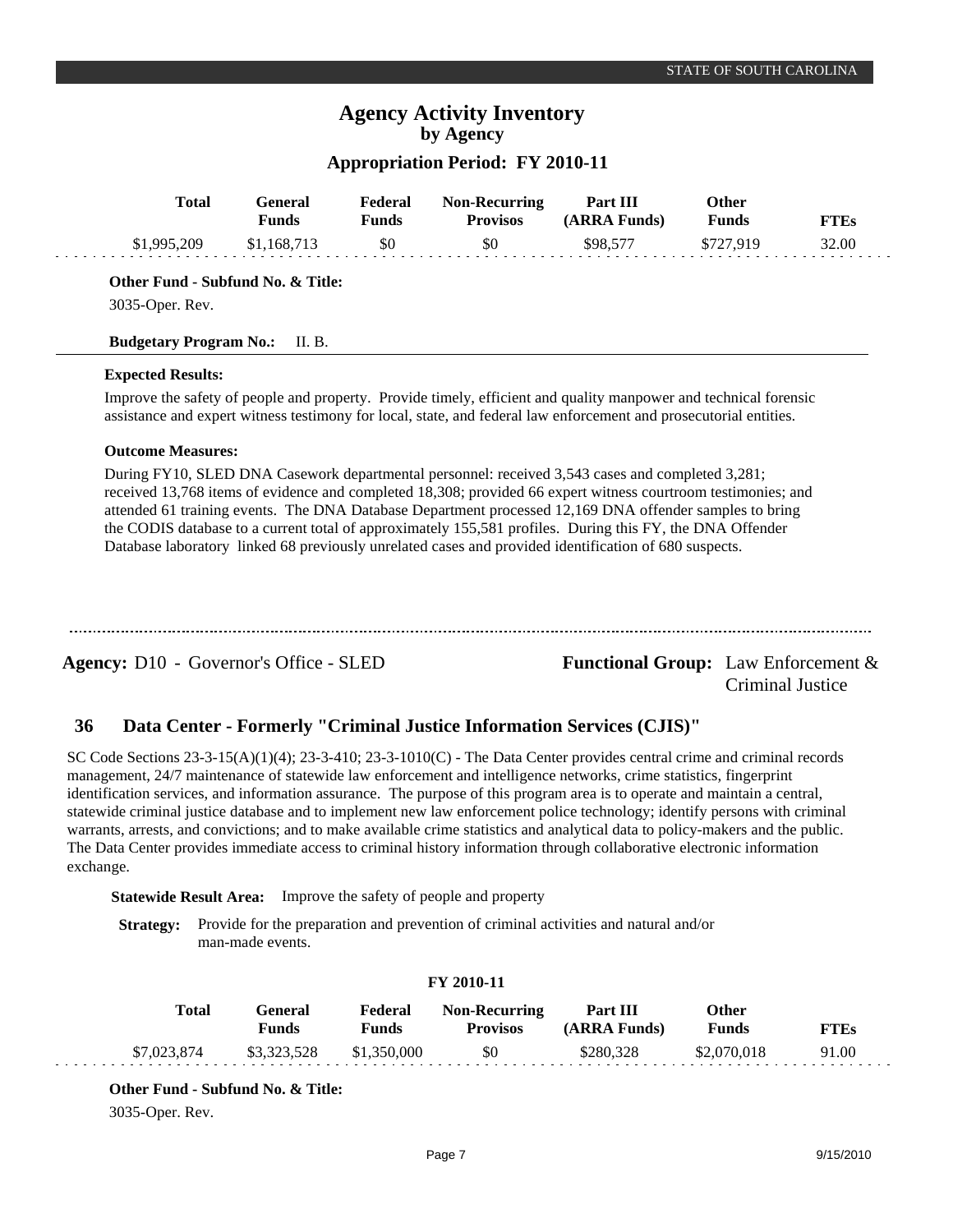| Total | General Funds | Federal Funds | Non-Recurring Provisos | Part III (ARRA Funds) | Other Funds | FTEs |
|---|---|---|---|---|---|---|
| $1,995,209 | $1,168,713 | $0 | $0 | $98,577 | $727,919 | 32.00 |

**Other Fund - Subfund No. & Title:**

3035-Oper. Rev.

**Budgetary Program No.:** II. B.

**Expected Results:**

Improve the safety of people and property. Provide timely, efficient and quality manpower and technical forensic assistance and expert witness testimony for local, state, and federal law enforcement and prosecutorial entities.

**Outcome Measures:**

During FY10, SLED DNA Casework departmental personnel: received 3,543 cases and completed 3,281; received 13,768 items of evidence and completed 18,308; provided 66 expert witness courtroom testimonies; and attended 61 training events. The DNA Database Department processed 12,169 DNA offender samples to bring the CODIS database to a current total of approximately 155,581 profiles. During this FY, the DNA Offender Database laboratory linked 68 previously unrelated cases and provided identification of 680 suspects.

---

**Agency:** D10 - Governor's Office - SLED

**Functional Group:** Law Enforcement & Criminal Justice

## 36 Data Center - Formerly "Criminal Justice Information Services (CJIS)"

SC Code Sections 23-3-15(A)(1)(4); 23-3-410; 23-3-1010(C) - The Data Center provides central crime and criminal records management, 24/7 maintenance of statewide law enforcement and intelligence networks, crime statistics, fingerprint identification services, and information assurance. The purpose of this program area is to operate and maintain a central, statewide criminal justice database and to implement new law enforcement police technology; identify persons with criminal warrants, arrests, and convictions; and to make available crime statistics and analytical data to policy-makers and the public. The Data Center provides immediate access to criminal history information through collaborative electronic information exchange.

**Statewide Result Area:** Improve the safety of people and property

**Strategy:** Provide for the preparation and prevention of criminal activities and natural and/or man-made events.

**FY 2010-11**

| Total | General Funds | Federal Funds | Non-Recurring Provisos | Part III (ARRA Funds) | Other Funds | FTEs |
|---|---|---|---|---|---|---|
| $7,023,874 | $3,323,528 | $1,350,000 | $0 | $280,328 | $2,070,018 | 91.00 |

**Other Fund - Subfund No. & Title:**

3035-Oper. Rev.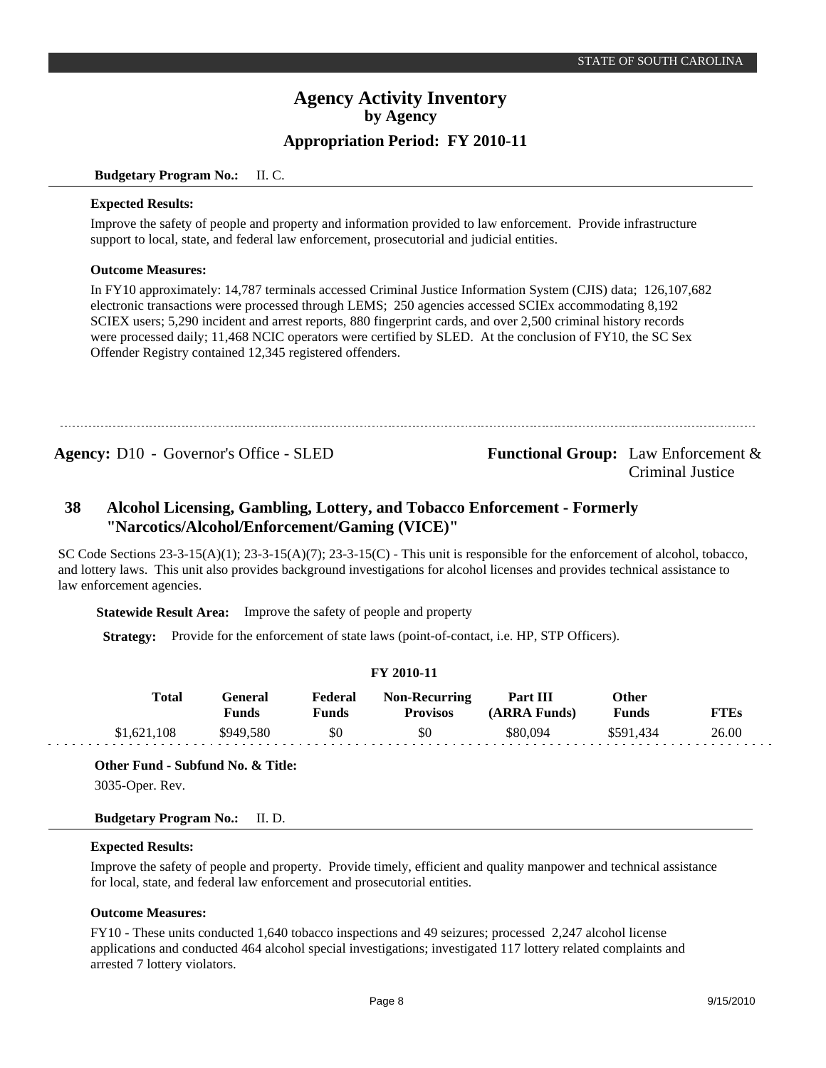**Budgetary Program No.:** II. C.

**Expected Results:**

Improve the safety of people and property and information provided to law enforcement. Provide infrastructure support to local, state, and federal law enforcement, prosecutorial and judicial entities.

**Outcome Measures:**

In FY10 approximately: 14,787 terminals accessed Criminal Justice Information System (CJIS) data; 126,107,682 electronic transactions were processed through LEMS; 250 agencies accessed SCIEx accommodating 8,192 SCIEX users; 5,290 incident and arrest reports, 880 fingerprint cards, and over 2,500 criminal history records were processed daily; 11,468 NCIC operators were certified by SLED. At the conclusion of FY10, the SC Sex Offender Registry contained 12,345 registered offenders.

---

**Agency:** D10 - Governor's Office - SLED

**Functional Group:** Law Enforcement & Criminal Justice

## 38 Alcohol Licensing, Gambling, Lottery, and Tobacco Enforcement - Formerly "Narcotics/Alcohol/Enforcement/Gaming (VICE)"

SC Code Sections 23-3-15(A)(1); 23-3-15(A)(7); 23-3-15(C) - This unit is responsible for the enforcement of alcohol, tobacco, and lottery laws. This unit also provides background investigations for alcohol licenses and provides technical assistance to law enforcement agencies.

**Statewide Result Area:** Improve the safety of people and property

**Strategy:** Provide for the enforcement of state laws (point-of-contact, i.e. HP, STP Officers).

**FY 2010-11**

| Total | General Funds | Federal Funds | Non-Recurring Provisos | Part III (ARRA Funds) | Other Funds | FTEs |
|---|---|---|---|---|---|---|
| $1,621,108 | $949,580 | $0 | $0 | $80,094 | $591,434 | 26.00 |

**Other Fund - Subfund No. & Title:**

3035-Oper. Rev.

**Budgetary Program No.:** II. D.

**Expected Results:**

Improve the safety of people and property. Provide timely, efficient and quality manpower and technical assistance for local, state, and federal law enforcement and prosecutorial entities.

**Outcome Measures:**

FY10 - These units conducted 1,640 tobacco inspections and 49 seizures; processed 2,247 alcohol license applications and conducted 464 alcohol special investigations; investigated 117 lottery related complaints and arrested 7 lottery violators.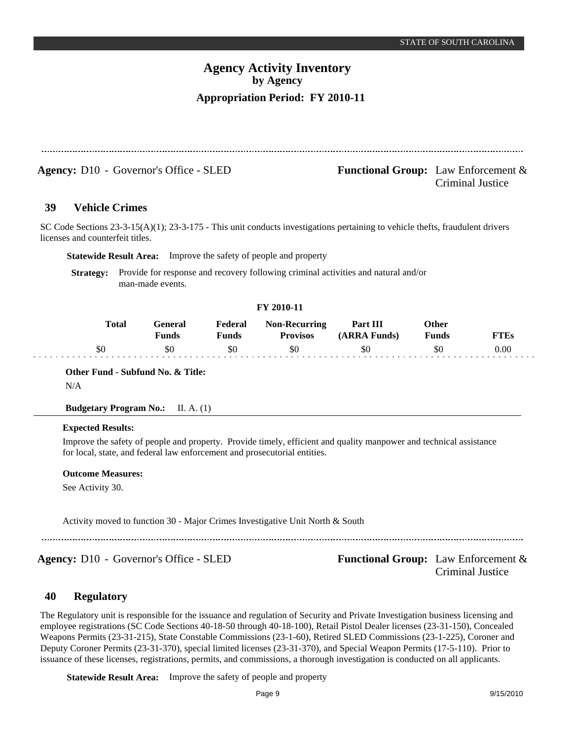# Agency Activity Inventory
## by Agency
### Appropriation Period: FY 2010-11

**Agency:** D10 - Governor's Office - SLED

**Functional Group:** Law Enforcement & Criminal Justice

## 39 Vehicle Crimes

SC Code Sections 23-3-15(A)(1); 23-3-175 - This unit conducts investigations pertaining to vehicle thefts, fraudulent drivers licenses and counterfeit titles.

**Statewide Result Area:** Improve the safety of people and property

**Strategy:** Provide for response and recovery following criminal activities and natural and/or man-made events.

**FY 2010-11**

| Total | General Funds | Federal Funds | Non-Recurring Provisos | Part III (ARRA Funds) | Other Funds | FTEs |
|---|---|---|---|---|---|---|
| $0 | $0 | $0 | $0 | $0 | $0 | 0.00 |

**Other Fund - Subfund No. & Title:**

N/A

**Budgetary Program No.:** II. A. (1)

**Expected Results:**

Improve the safety of people and property. Provide timely, efficient and quality manpower and technical assistance for local, state, and federal law enforcement and prosecutorial entities.

**Outcome Measures:**

See Activity 30.

Activity moved to function 30 - Major Crimes Investigative Unit North & South

---

**Agency:** D10 - Governor's Office - SLED

**Functional Group:** Law Enforcement & Criminal Justice

## 40 Regulatory

The Regulatory unit is responsible for the issuance and regulation of Security and Private Investigation business licensing and employee registrations (SC Code Sections 40-18-50 through 40-18-100), Retail Pistol Dealer licenses (23-31-150), Concealed Weapons Permits (23-31-215), State Constable Commissions (23-1-60), Retired SLED Commissions (23-1-225), Coroner and Deputy Coroner Permits (23-31-370), special limited licenses (23-31-370), and Special Weapon Permits (17-5-110). Prior to issuance of these licenses, registrations, permits, and commissions, a thorough investigation is conducted on all applicants.

**Statewide Result Area:** Improve the safety of people and property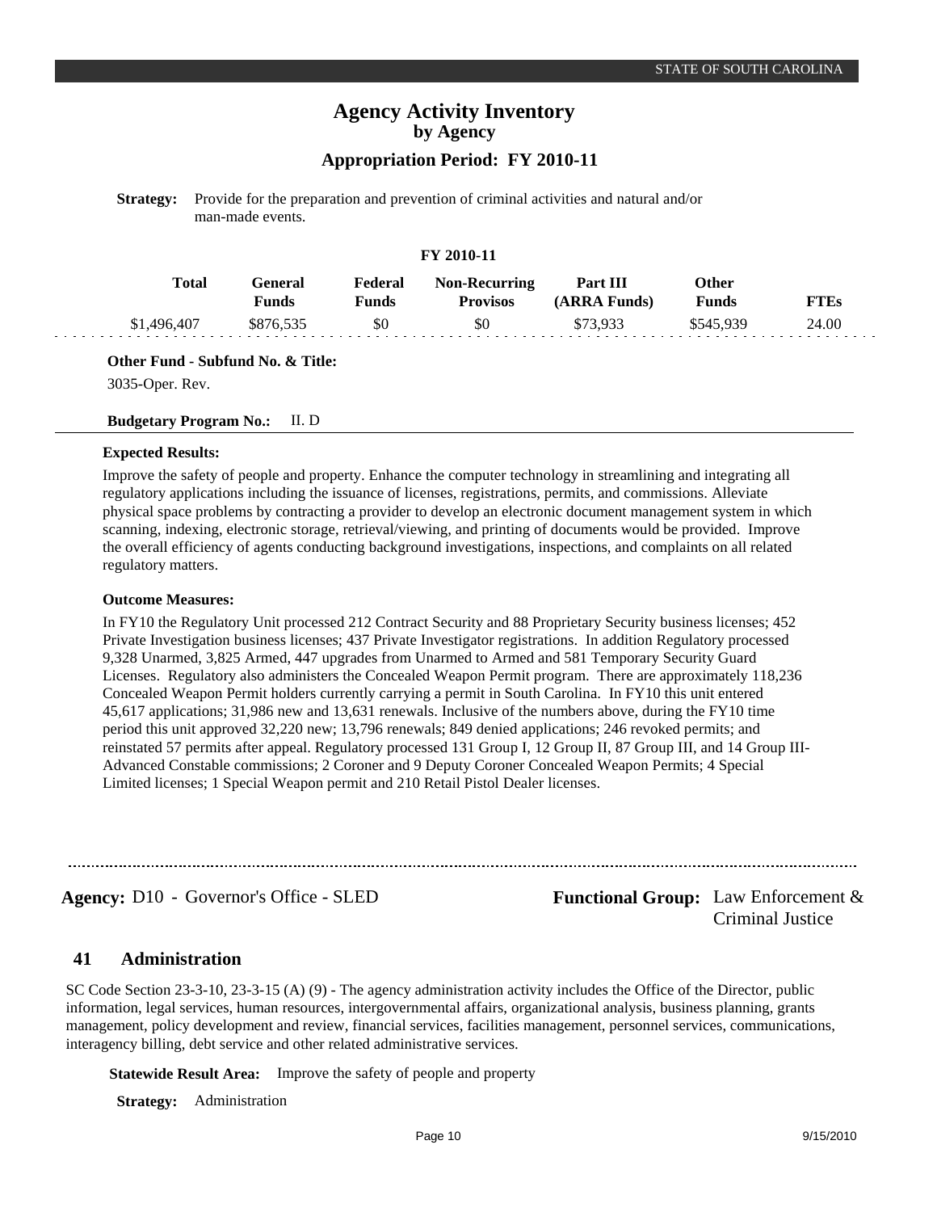# Agency Activity Inventory
## by Agency
### Appropriation Period: FY 2010-11

**Strategy:** Provide for the preparation and prevention of criminal activities and natural and/or man-made events.

**FY 2010-11**

| Total | General Funds | Federal Funds | Non-Recurring Provisos | Part III (ARRA Funds) | Other Funds | FTEs |
|---|---|---|---|---|---|---|
| $1,496,407 | $876,535 | $0 | $0 | $73,933 | $545,939 | 24.00 |

**Other Fund - Subfund No. & Title:**

3035-Oper. Rev.

**Budgetary Program No.:** II. D

**Expected Results:**

Improve the safety of people and property. Enhance the computer technology in streamlining and integrating all regulatory applications including the issuance of licenses, registrations, permits, and commissions. Alleviate physical space problems by contracting a provider to develop an electronic document management system in which scanning, indexing, electronic storage, retrieval/viewing, and printing of documents would be provided. Improve the overall efficiency of agents conducting background investigations, inspections, and complaints on all related regulatory matters.

**Outcome Measures:**

In FY10 the Regulatory Unit processed 212 Contract Security and 88 Proprietary Security business licenses; 452 Private Investigation business licenses; 437 Private Investigator registrations. In addition Regulatory processed 9,328 Unarmed, 3,825 Armed, 447 upgrades from Unarmed to Armed and 581 Temporary Security Guard Licenses. Regulatory also administers the Concealed Weapon Permit program. There are approximately 118,236 Concealed Weapon Permit holders currently carrying a permit in South Carolina. In FY10 this unit entered 45,617 applications; 31,986 new and 13,631 renewals. Inclusive of the numbers above, during the FY10 time period this unit approved 32,220 new; 13,796 renewals; 849 denied applications; 246 revoked permits; and reinstated 57 permits after appeal. Regulatory processed 131 Group I, 12 Group II, 87 Group III, and 14 Group III-Advanced Constable commissions; 2 Coroner and 9 Deputy Coroner Concealed Weapon Permits; 4 Special Limited licenses; 1 Special Weapon permit and 210 Retail Pistol Dealer licenses.

---

**Agency:** D10 - Governor's Office - SLED

**Functional Group:** Law Enforcement & Criminal Justice

## 41 Administration

SC Code Section 23-3-10, 23-3-15 (A) (9) - The agency administration activity includes the Office of the Director, public information, legal services, human resources, intergovernmental affairs, organizational analysis, business planning, grants management, policy development and review, financial services, facilities management, personnel services, communications, interagency billing, debt service and other related administrative services.

**Statewide Result Area:** Improve the safety of people and property

**Strategy:** Administration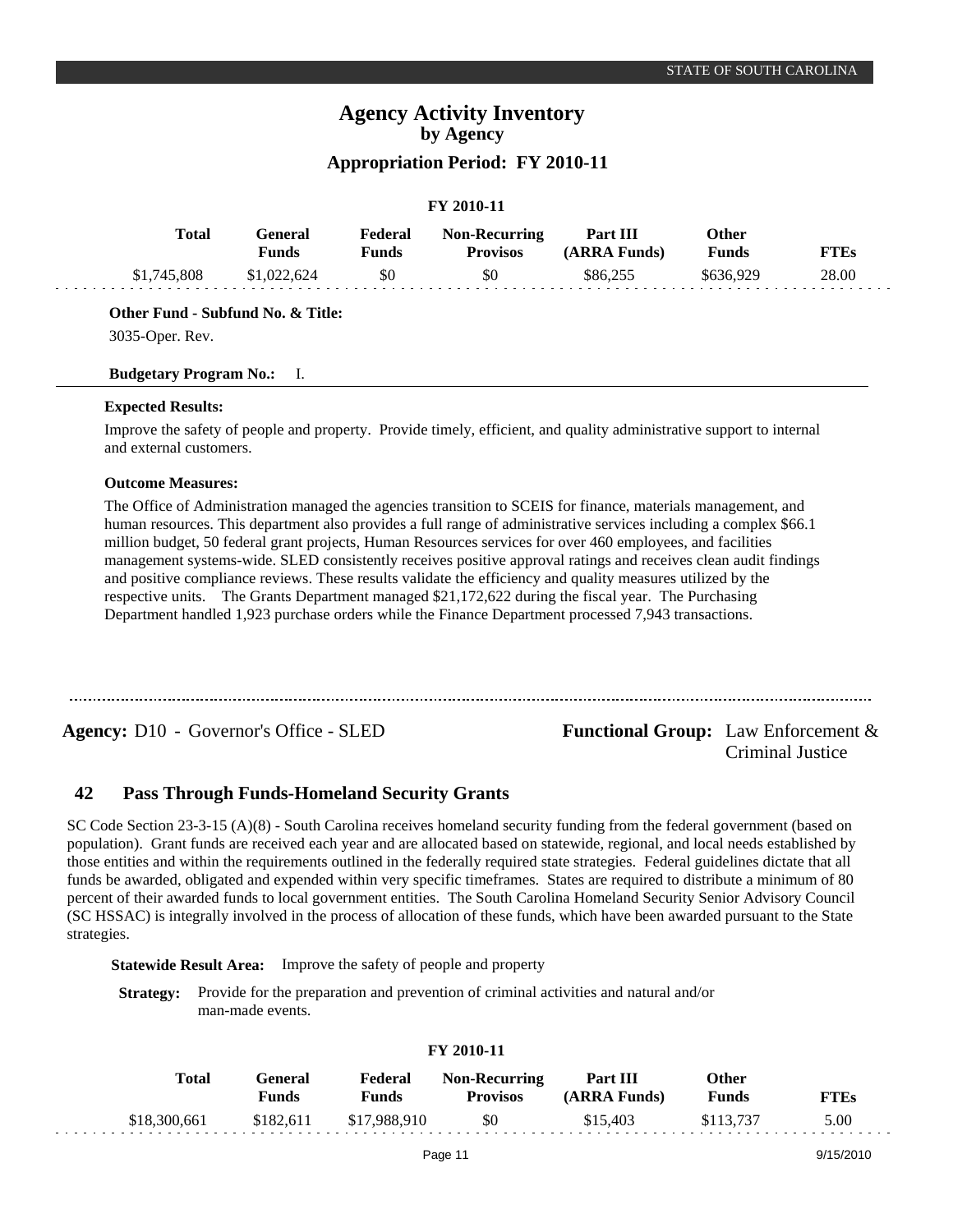# Agency Activity Inventory

**by Agency**

**Appropriation Period: FY 2010-11**

| | | | FY 2010-11 | | | |
|---|---|---|---|---|---|---|
| **Total** | **General Funds** | **Federal Funds** | **Non-Recurring Provisos** | **Part III (ARRA Funds)** | **Other Funds** | **FTEs** |
| $1,745,808 | $1,022,624 | $0 | $0 | $86,255 | $636,929 | 28.00 |

**Other Fund - Subfund No. & Title:**

3035-Oper. Rev.

**Budgetary Program No.:** I.

**Expected Results:**

Improve the safety of people and property. Provide timely, efficient, and quality administrative support to internal and external customers.

**Outcome Measures:**

The Office of Administration managed the agencies transition to SCEIS for finance, materials management, and human resources. This department also provides a full range of administrative services including a complex $66.1 million budget, 50 federal grant projects, Human Resources services for over 460 employees, and facilities management systems-wide. SLED consistently receives positive approval ratings and receives clean audit findings and positive compliance reviews. These results validate the efficiency and quality measures utilized by the respective units. The Grants Department managed $21,172,622 during the fiscal year. The Purchasing Department handled 1,923 purchase orders while the Finance Department processed 7,943 transactions.

---

**Agency:** D10 - Governor's Office - SLED

**Functional Group:** Law Enforcement & Criminal Justice

## 42 Pass Through Funds-Homeland Security Grants

SC Code Section 23-3-15 (A)(8) - South Carolina receives homeland security funding from the federal government (based on population). Grant funds are received each year and are allocated based on statewide, regional, and local needs established by those entities and within the requirements outlined in the federally required state strategies. Federal guidelines dictate that all funds be awarded, obligated and expended within very specific timeframes. States are required to distribute a minimum of 80 percent of their awarded funds to local government entities. The South Carolina Homeland Security Senior Advisory Council (SC HSSAC) is integrally involved in the process of allocation of these funds, which have been awarded pursuant to the State strategies.

**Statewide Result Area:** Improve the safety of people and property

**Strategy:** Provide for the preparation and prevention of criminal activities and natural and/or man-made events.

| | | | FY 2010-11 | | | |
|---|---|---|---|---|---|---|
| **Total** | **General Funds** | **Federal Funds** | **Non-Recurring Provisos** | **Part III (ARRA Funds)** | **Other Funds** | **FTEs** |
| $18,300,661 | $182,611 | $17,988,910 | $0 | $15,403 | $113,737 | 5.00 |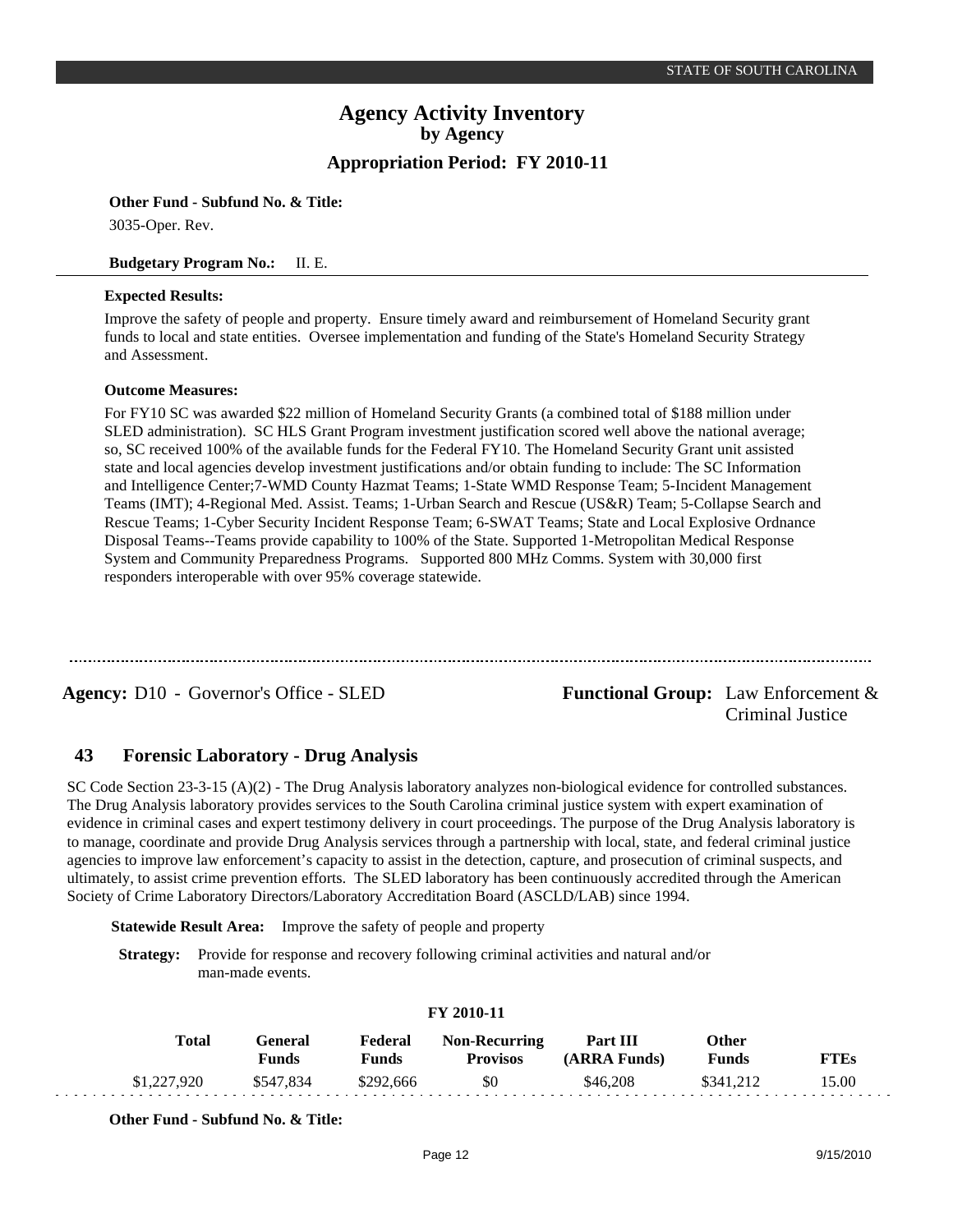**Other Fund - Subfund No. & Title:**

3035-Oper. Rev.

**Budgetary Program No.:** II. E.

**Expected Results:**

Improve the safety of people and property. Ensure timely award and reimbursement of Homeland Security grant funds to local and state entities. Oversee implementation and funding of the State's Homeland Security Strategy and Assessment.

**Outcome Measures:**

For FY10 SC was awarded $22 million of Homeland Security Grants (a combined total of $188 million under SLED administration). SC HLS Grant Program investment justification scored well above the national average; so, SC received 100% of the available funds for the Federal FY10. The Homeland Security Grant unit assisted state and local agencies develop investment justifications and/or obtain funding to include: The SC Information and Intelligence Center;7-WMD County Hazmat Teams; 1-State WMD Response Team; 5-Incident Management Teams (IMT); 4-Regional Med. Assist. Teams; 1-Urban Search and Rescue (US&R) Team; 5-Collapse Search and Rescue Teams; 1-Cyber Security Incident Response Team; 6-SWAT Teams; State and Local Explosive Ordnance Disposal Teams--Teams provide capability to 100% of the State. Supported 1-Metropolitan Medical Response System and Community Preparedness Programs. Supported 800 MHz Comms. System with 30,000 first responders interoperable with over 95% coverage statewide.

---

**Agency:** D10 - Governor's Office - SLED

**Functional Group:** Law Enforcement & Criminal Justice

## 43 Forensic Laboratory - Drug Analysis

SC Code Section 23-3-15 (A)(2) - The Drug Analysis laboratory analyzes non-biological evidence for controlled substances. The Drug Analysis laboratory provides services to the South Carolina criminal justice system with expert examination of evidence in criminal cases and expert testimony delivery in court proceedings. The purpose of the Drug Analysis laboratory is to manage, coordinate and provide Drug Analysis services through a partnership with local, state, and federal criminal justice agencies to improve law enforcement's capacity to assist in the detection, capture, and prosecution of criminal suspects, and ultimately, to assist crime prevention efforts. The SLED laboratory has been continuously accredited through the American Society of Crime Laboratory Directors/Laboratory Accreditation Board (ASCLD/LAB) since 1994.

**Statewide Result Area:** Improve the safety of people and property

**Strategy:** Provide for response and recovery following criminal activities and natural and/or man-made events.

**FY 2010-11**

| Total | General Funds | Federal Funds | Non-Recurring Provisos | Part III (ARRA Funds) | Other Funds | FTEs |
|---|---|---|---|---|---|---|
| $1,227,920 | $547,834 | $292,666 | $0 | $46,208 | $341,212 | 15.00 |

**Other Fund - Subfund No. & Title:**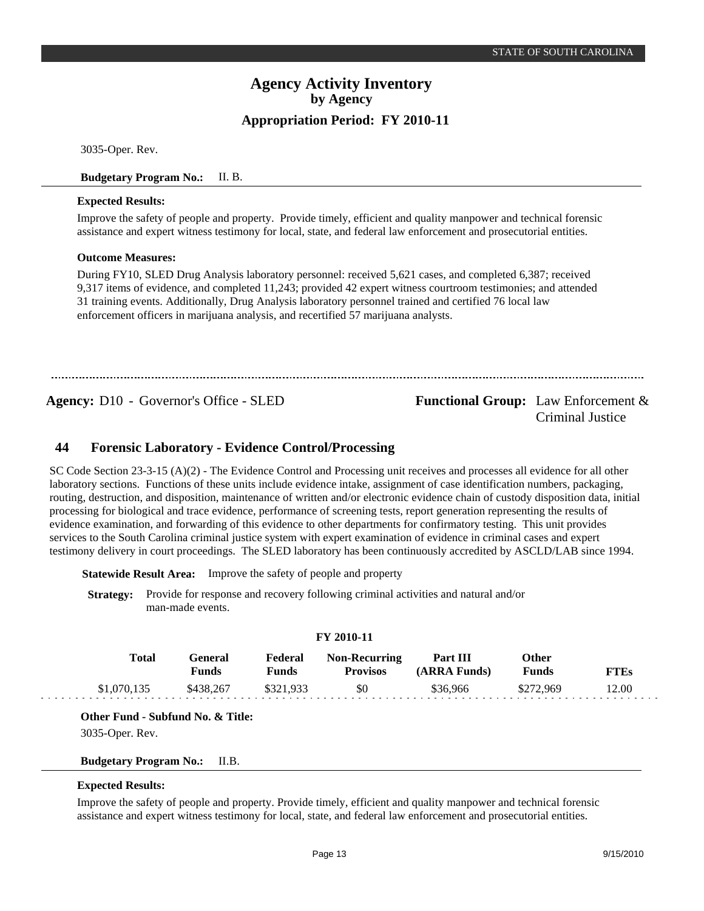3035-Oper. Rev.

**Budgetary Program No.:** II. B.

**Expected Results:**

Improve the safety of people and property. Provide timely, efficient and quality manpower and technical forensic assistance and expert witness testimony for local, state, and federal law enforcement and prosecutorial entities.

**Outcome Measures:**

During FY10, SLED Drug Analysis laboratory personnel: received 5,621 cases, and completed 6,387; received 9,317 items of evidence, and completed 11,243; provided 42 expert witness courtroom testimonies; and attended 31 training events. Additionally, Drug Analysis laboratory personnel trained and certified 76 local law enforcement officers in marijuana analysis, and recertified 57 marijuana analysts.

---

**Agency:** D10 - Governor's Office - SLED

**Functional Group:** Law Enforcement & Criminal Justice

## 44 Forensic Laboratory - Evidence Control/Processing

SC Code Section 23-3-15 (A)(2) - The Evidence Control and Processing unit receives and processes all evidence for all other laboratory sections. Functions of these units include evidence intake, assignment of case identification numbers, packaging, routing, destruction, and disposition, maintenance of written and/or electronic evidence chain of custody disposition data, initial processing for biological and trace evidence, performance of screening tests, report generation representing the results of evidence examination, and forwarding of this evidence to other departments for confirmatory testing. This unit provides services to the South Carolina criminal justice system with expert examination of evidence in criminal cases and expert testimony delivery in court proceedings. The SLED laboratory has been continuously accredited by ASCLD/LAB since 1994.

**Statewide Result Area:** Improve the safety of people and property

**Strategy:** Provide for response and recovery following criminal activities and natural and/or man-made events.

**FY 2010-11**

| Total | General Funds | Federal Funds | Non-Recurring Provisos | Part III (ARRA Funds) | Other Funds | FTEs |
|---|---|---|---|---|---|---|
| $1,070,135 | $438,267 | $321,933 | $0 | $36,966 | $272,969 | 12.00 |

**Other Fund - Subfund No. & Title:**

3035-Oper. Rev.

**Budgetary Program No.:** II.B.

**Expected Results:**

Improve the safety of people and property. Provide timely, efficient and quality manpower and technical forensic assistance and expert witness testimony for local, state, and federal law enforcement and prosecutorial entities.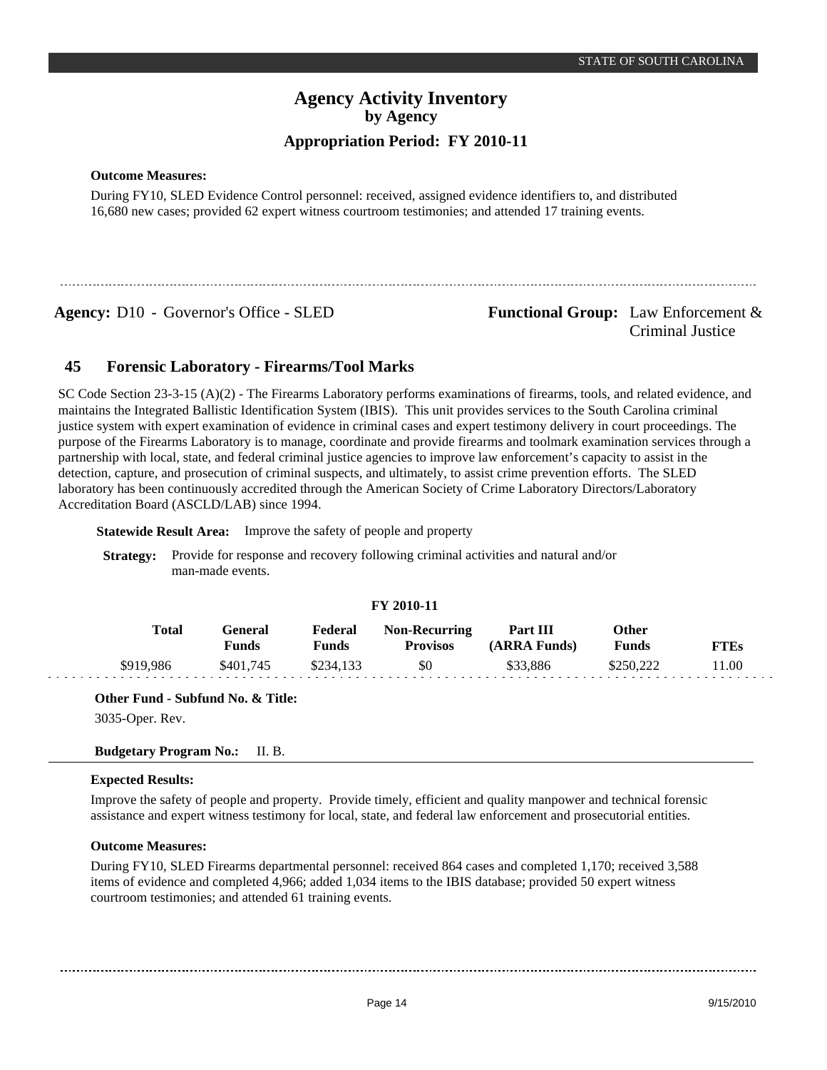**Outcome Measures:**

During FY10, SLED Evidence Control personnel: received, assigned evidence identifiers to, and distributed 16,680 new cases; provided 62 expert witness courtroom testimonies; and attended 17 training events.

---

**Agency:** D10 - Governor's Office - SLED

**Functional Group:** Law Enforcement & Criminal Justice

## 45 Forensic Laboratory - Firearms/Tool Marks

SC Code Section 23-3-15 (A)(2) - The Firearms Laboratory performs examinations of firearms, tools, and related evidence, and maintains the Integrated Ballistic Identification System (IBIS). This unit provides services to the South Carolina criminal justice system with expert examination of evidence in criminal cases and expert testimony delivery in court proceedings. The purpose of the Firearms Laboratory is to manage, coordinate and provide firearms and toolmark examination services through a partnership with local, state, and federal criminal justice agencies to improve law enforcement's capacity to assist in the detection, capture, and prosecution of criminal suspects, and ultimately, to assist crime prevention efforts. The SLED laboratory has been continuously accredited through the American Society of Crime Laboratory Directors/Laboratory Accreditation Board (ASCLD/LAB) since 1994.

**Statewide Result Area:** Improve the safety of people and property

**Strategy:** Provide for response and recovery following criminal activities and natural and/or man-made events.

**FY 2010-11**

| Total | General Funds | Federal Funds | Non-Recurring Provisos | Part III (ARRA Funds) | Other Funds | FTEs |
|---|---|---|---|---|---|---|
| $919,986 | $401,745 | $234,133 | $0 | $33,886 | $250,222 | 11.00 |

**Other Fund - Subfund No. & Title:**

3035-Oper. Rev.

**Budgetary Program No.:** II. B.

**Expected Results:**

Improve the safety of people and property. Provide timely, efficient and quality manpower and technical forensic assistance and expert witness testimony for local, state, and federal law enforcement and prosecutorial entities.

**Outcome Measures:**

During FY10, SLED Firearms departmental personnel: received 864 cases and completed 1,170; received 3,588 items of evidence and completed 4,966; added 1,034 items to the IBIS database; provided 50 expert witness courtroom testimonies; and attended 61 training events.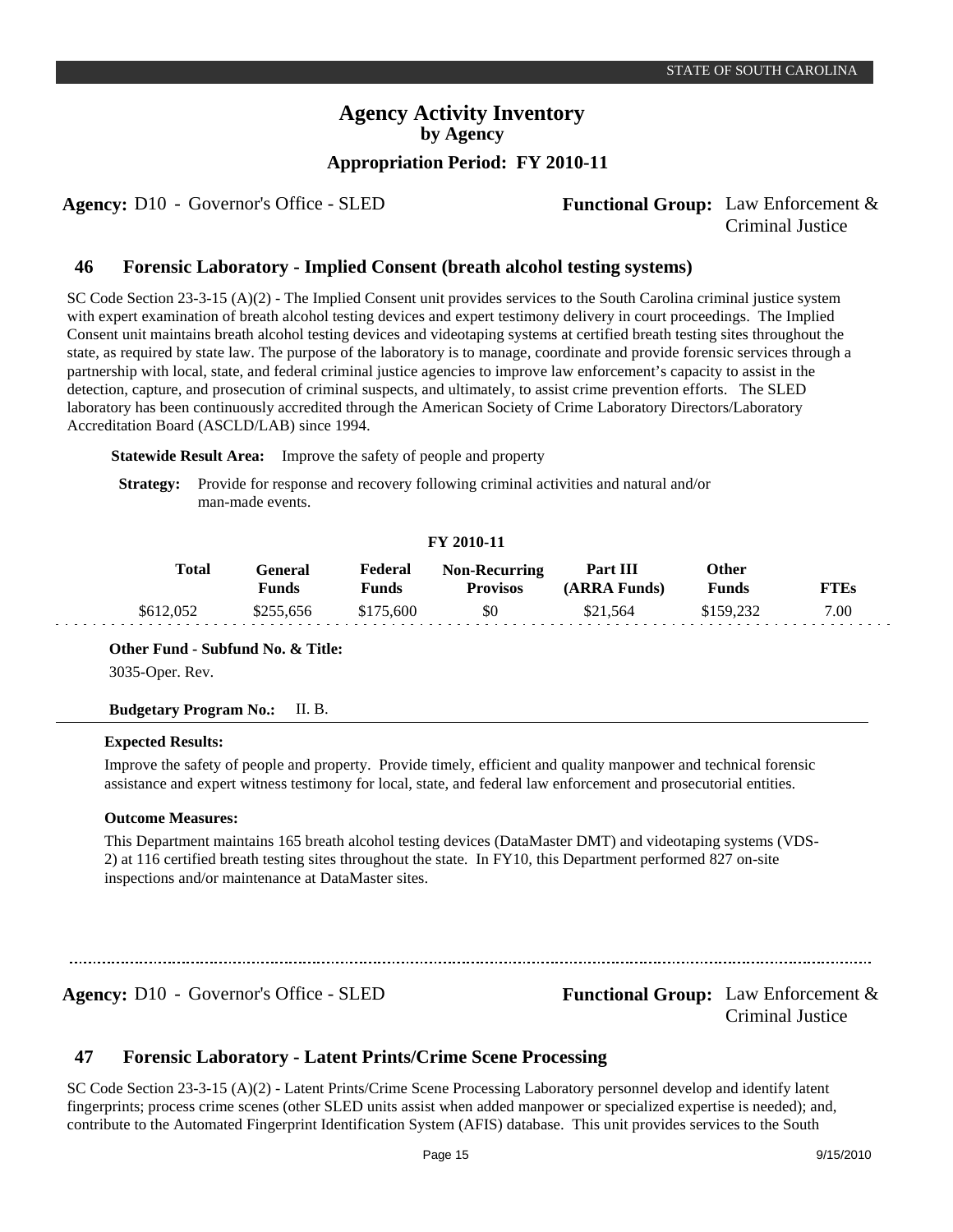# Agency Activity Inventory
## by Agency
### Appropriation Period: FY 2010-11

**Agency:** D10 - Governor's Office - SLED

**Functional Group:** Law Enforcement & Criminal Justice

## 46 Forensic Laboratory - Implied Consent (breath alcohol testing systems)

SC Code Section 23-3-15 (A)(2) - The Implied Consent unit provides services to the South Carolina criminal justice system with expert examination of breath alcohol testing devices and expert testimony delivery in court proceedings. The Implied Consent unit maintains breath alcohol testing devices and videotaping systems at certified breath testing sites throughout the state, as required by state law. The purpose of the laboratory is to manage, coordinate and provide forensic services through a partnership with local, state, and federal criminal justice agencies to improve law enforcement's capacity to assist in the detection, capture, and prosecution of criminal suspects, and ultimately, to assist crime prevention efforts. The SLED laboratory has been continuously accredited through the American Society of Crime Laboratory Directors/Laboratory Accreditation Board (ASCLD/LAB) since 1994.

**Statewide Result Area:** Improve the safety of people and property

**Strategy:** Provide for response and recovery following criminal activities and natural and/or man-made events.

**FY 2010-11**

| Total | General Funds | Federal Funds | Non-Recurring Provisos | Part III (ARRA Funds) | Other Funds | FTEs |
|---|---|---|---|---|---|---|
| $612,052 | $255,656 | $175,600 | $0 | $21,564 | $159,232 | 7.00 |

**Other Fund - Subfund No. & Title:**

3035-Oper. Rev.

**Budgetary Program No.:** II. B.

**Expected Results:**

Improve the safety of people and property. Provide timely, efficient and quality manpower and technical forensic assistance and expert witness testimony for local, state, and federal law enforcement and prosecutorial entities.

**Outcome Measures:**

This Department maintains 165 breath alcohol testing devices (DataMaster DMT) and videotaping systems (VDS-2) at 116 certified breath testing sites throughout the state. In FY10, this Department performed 827 on-site inspections and/or maintenance at DataMaster sites.

---

**Agency:** D10 - Governor's Office - SLED

**Functional Group:** Law Enforcement & Criminal Justice

## 47 Forensic Laboratory - Latent Prints/Crime Scene Processing

SC Code Section 23-3-15 (A)(2) - Latent Prints/Crime Scene Processing Laboratory personnel develop and identify latent fingerprints; process crime scenes (other SLED units assist when added manpower or specialized expertise is needed); and, contribute to the Automated Fingerprint Identification System (AFIS) database. This unit provides services to the South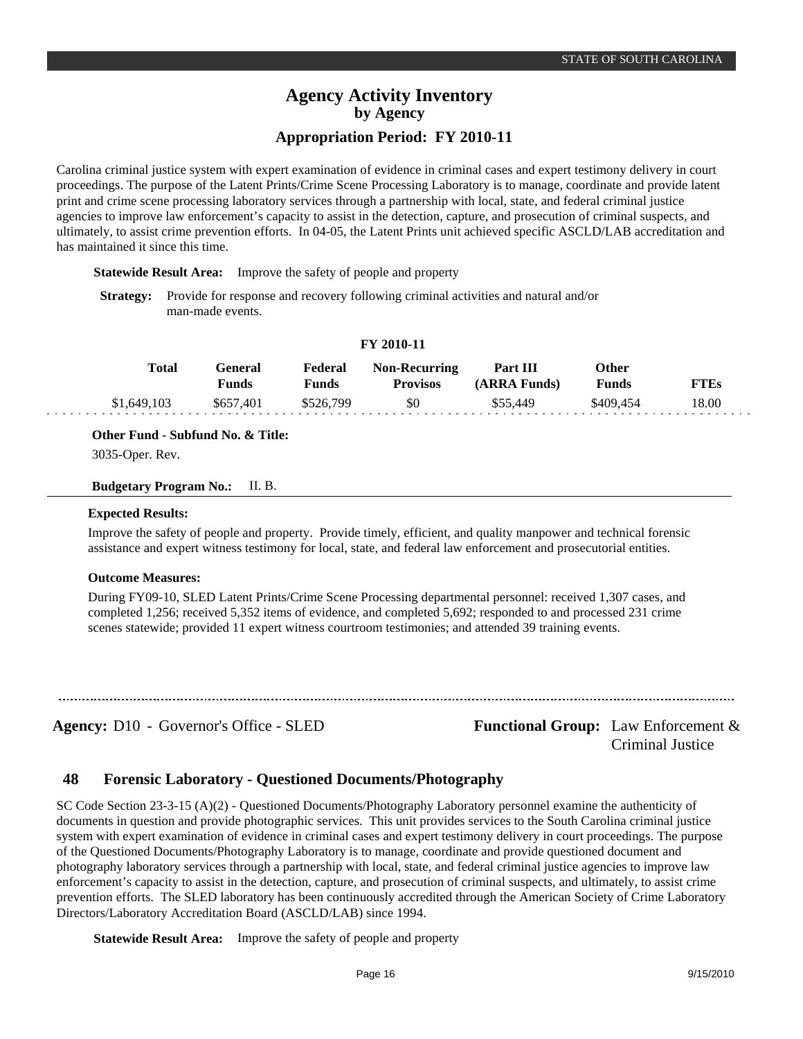Carolina criminal justice system with expert examination of evidence in criminal cases and expert testimony delivery in court proceedings. The purpose of the Latent Prints/Crime Scene Processing Laboratory is to manage, coordinate and provide latent print and crime scene processing laboratory services through a partnership with local, state, and federal criminal justice agencies to improve law enforcement's capacity to assist in the detection, capture, and prosecution of criminal suspects, and ultimately, to assist crime prevention efforts. In 04-05, the Latent Prints unit achieved specific ASCLD/LAB accreditation and has maintained it since this time.

**Statewide Result Area:** Improve the safety of people and property

**Strategy:** Provide for response and recovery following criminal activities and natural and/or man-made events.

**FY 2010-11**

| Total | General Funds | Federal Funds | Non-Recurring Provisos | Part III (ARRA Funds) | Other Funds | FTEs |
|---|---|---|---|---|---|---|
| $1,649,103 | $657,401 | $526,799 | $0 | $55,449 | $409,454 | 18.00 |

**Other Fund - Subfund No. & Title:**

3035-Oper. Rev.

**Budgetary Program No.:** II. B.

**Expected Results:**

Improve the safety of people and property. Provide timely, efficient, and quality manpower and technical forensic assistance and expert witness testimony for local, state, and federal law enforcement and prosecutorial entities.

**Outcome Measures:**

During FY09-10, SLED Latent Prints/Crime Scene Processing departmental personnel: received 1,307 cases, and completed 1,256; received 5,352 items of evidence, and completed 5,692; responded to and processed 231 crime scenes statewide; provided 11 expert witness courtroom testimonies; and attended 39 training events.

---

**Agency:** D10 - Governor's Office - SLED **Functional Group:** Law Enforcement & Criminal Justice

## 48 Forensic Laboratory - Questioned Documents/Photography

SC Code Section 23-3-15 (A)(2) - Questioned Documents/Photography Laboratory personnel examine the authenticity of documents in question and provide photographic services. This unit provides services to the South Carolina criminal justice system with expert examination of evidence in criminal cases and expert testimony delivery in court proceedings. The purpose of the Questioned Documents/Photography Laboratory is to manage, coordinate and provide questioned document and photography laboratory services through a partnership with local, state, and federal criminal justice agencies to improve law enforcement's capacity to assist in the detection, capture, and prosecution of criminal suspects, and ultimately, to assist crime prevention efforts. The SLED laboratory has been continuously accredited through the American Society of Crime Laboratory Directors/Laboratory Accreditation Board (ASCLD/LAB) since 1994.

**Statewide Result Area:** Improve the safety of people and property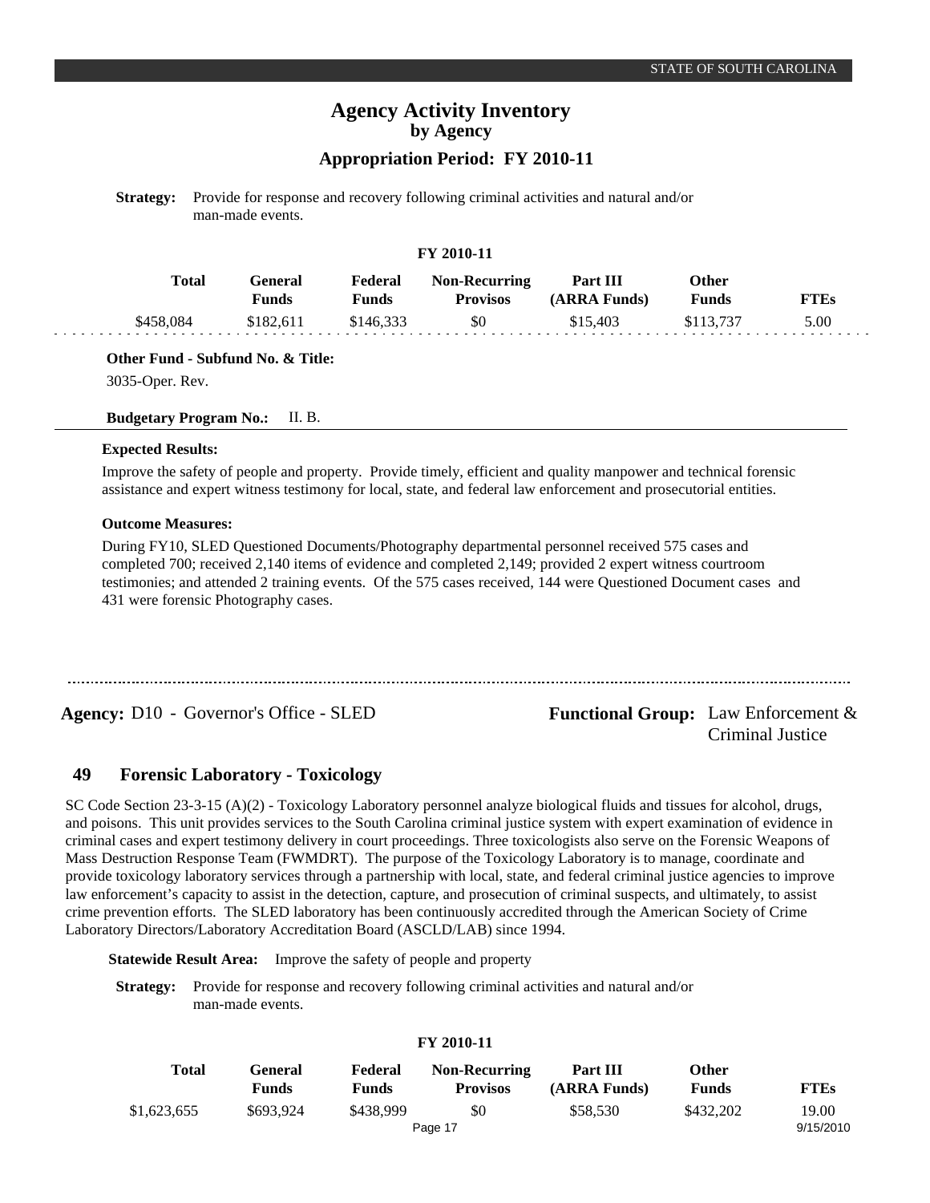**Strategy:** Provide for response and recovery following criminal activities and natural and/or man-made events.

**FY 2010-11**

| Total | General Funds | Federal Funds | Non-Recurring Provisos | Part III (ARRA Funds) | Other Funds | FTEs |
|---|---|---|---|---|---|---|
| $458,084 | $182,611 | $146,333 | $0 | $15,403 | $113,737 | 5.00 |

**Other Fund - Subfund No. & Title:**

3035-Oper. Rev.

**Budgetary Program No.:** II. B.

**Expected Results:**

Improve the safety of people and property. Provide timely, efficient and quality manpower and technical forensic assistance and expert witness testimony for local, state, and federal law enforcement and prosecutorial entities.

**Outcome Measures:**

During FY10, SLED Questioned Documents/Photography departmental personnel received 575 cases and completed 700; received 2,140 items of evidence and completed 2,149; provided 2 expert witness courtroom testimonies; and attended 2 training events. Of the 575 cases received, 144 were Questioned Document cases and 431 were forensic Photography cases.

---

**Agency:** D10 - Governor's Office - SLED

**Functional Group:** Law Enforcement & Criminal Justice

## 49 Forensic Laboratory - Toxicology

SC Code Section 23-3-15 (A)(2) - Toxicology Laboratory personnel analyze biological fluids and tissues for alcohol, drugs, and poisons. This unit provides services to the South Carolina criminal justice system with expert examination of evidence in criminal cases and expert testimony delivery in court proceedings. Three toxicologists also serve on the Forensic Weapons of Mass Destruction Response Team (FWMDRT). The purpose of the Toxicology Laboratory is to manage, coordinate and provide toxicology laboratory services through a partnership with local, state, and federal criminal justice agencies to improve law enforcement's capacity to assist in the detection, capture, and prosecution of criminal suspects, and ultimately, to assist crime prevention efforts. The SLED laboratory has been continuously accredited through the American Society of Crime Laboratory Directors/Laboratory Accreditation Board (ASCLD/LAB) since 1994.

**Statewide Result Area:** Improve the safety of people and property

**Strategy:** Provide for response and recovery following criminal activities and natural and/or man-made events.

**FY 2010-11**

| Total | General Funds | Federal Funds | Non-Recurring Provisos | Part III (ARRA Funds) | Other Funds | FTEs |
|---|---|---|---|---|---|---|
| $1,623,655 | $693,924 | $438,999 | $0 | $58,530 | $432,202 | 19.00 |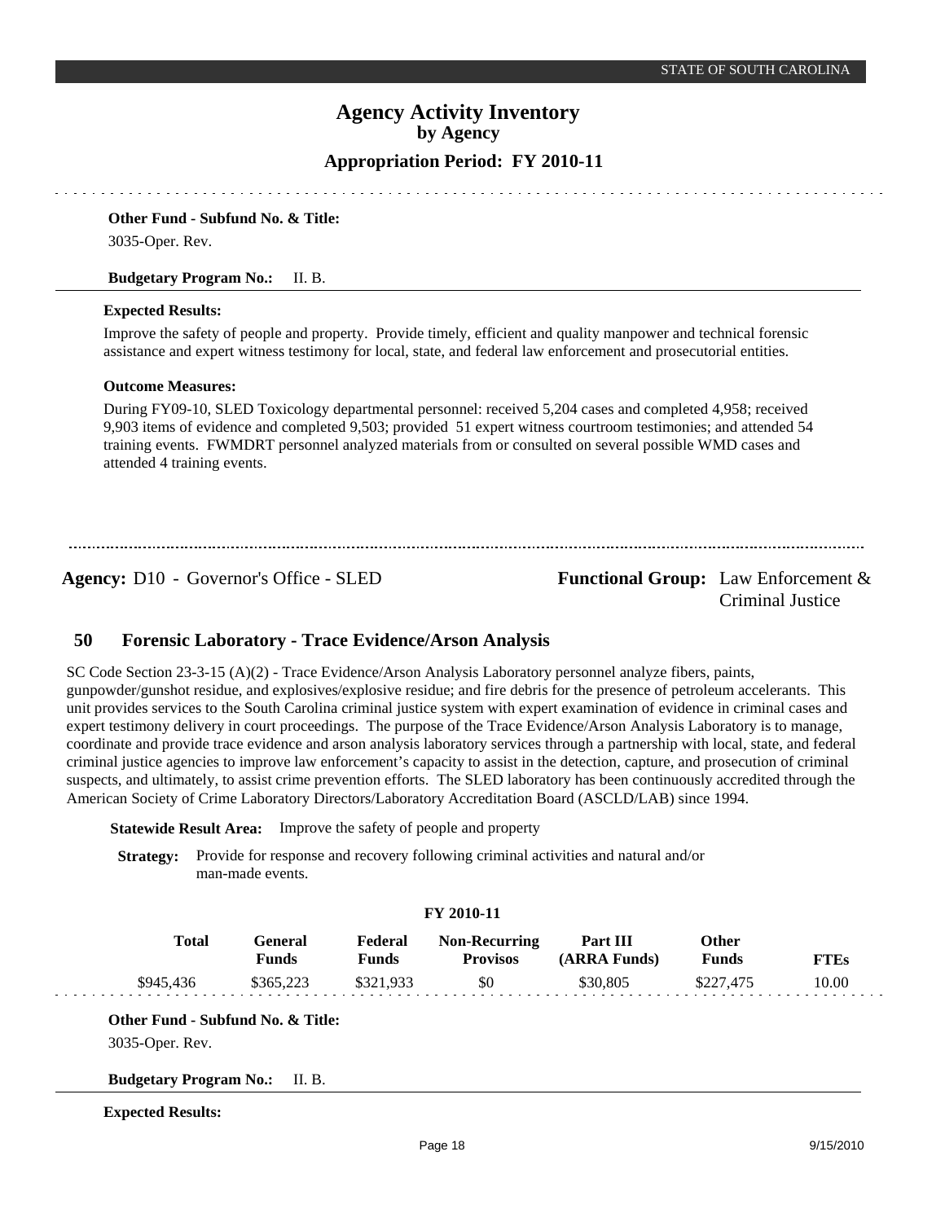**Other Fund - Subfund No. & Title:**

3035-Oper. Rev.

**Budgetary Program No.:** II. B.

**Expected Results:**

Improve the safety of people and property. Provide timely, efficient and quality manpower and technical forensic assistance and expert witness testimony for local, state, and federal law enforcement and prosecutorial entities.

**Outcome Measures:**

During FY09-10, SLED Toxicology departmental personnel: received 5,204 cases and completed 4,958; received 9,903 items of evidence and completed 9,503; provided 51 expert witness courtroom testimonies; and attended 54 training events. FWMDRT personnel analyzed materials from or consulted on several possible WMD cases and attended 4 training events.

---

**Agency:** D10 - Governor's Office - SLED

**Functional Group:** Law Enforcement & Criminal Justice

## 50 Forensic Laboratory - Trace Evidence/Arson Analysis

SC Code Section 23-3-15 (A)(2) - Trace Evidence/Arson Analysis Laboratory personnel analyze fibers, paints, gunpowder/gunshot residue, and explosives/explosive residue; and fire debris for the presence of petroleum accelerants. This unit provides services to the South Carolina criminal justice system with expert examination of evidence in criminal cases and expert testimony delivery in court proceedings. The purpose of the Trace Evidence/Arson Analysis Laboratory is to manage, coordinate and provide trace evidence and arson analysis laboratory services through a partnership with local, state, and federal criminal justice agencies to improve law enforcement's capacity to assist in the detection, capture, and prosecution of criminal suspects, and ultimately, to assist crime prevention efforts. The SLED laboratory has been continuously accredited through the American Society of Crime Laboratory Directors/Laboratory Accreditation Board (ASCLD/LAB) since 1994.

**Statewide Result Area:** Improve the safety of people and property

**Strategy:** Provide for response and recovery following criminal activities and natural and/or man-made events.

**FY 2010-11**

| Total | General Funds | Federal Funds | Non-Recurring Provisos | Part III (ARRA Funds) | Other Funds | FTEs |
|---|---|---|---|---|---|---|
| $945,436 | $365,223 | $321,933 | $0 | $30,805 | $227,475 | 10.00 |

**Other Fund - Subfund No. & Title:**

3035-Oper. Rev.

**Budgetary Program No.:** II. B.

**Expected Results:**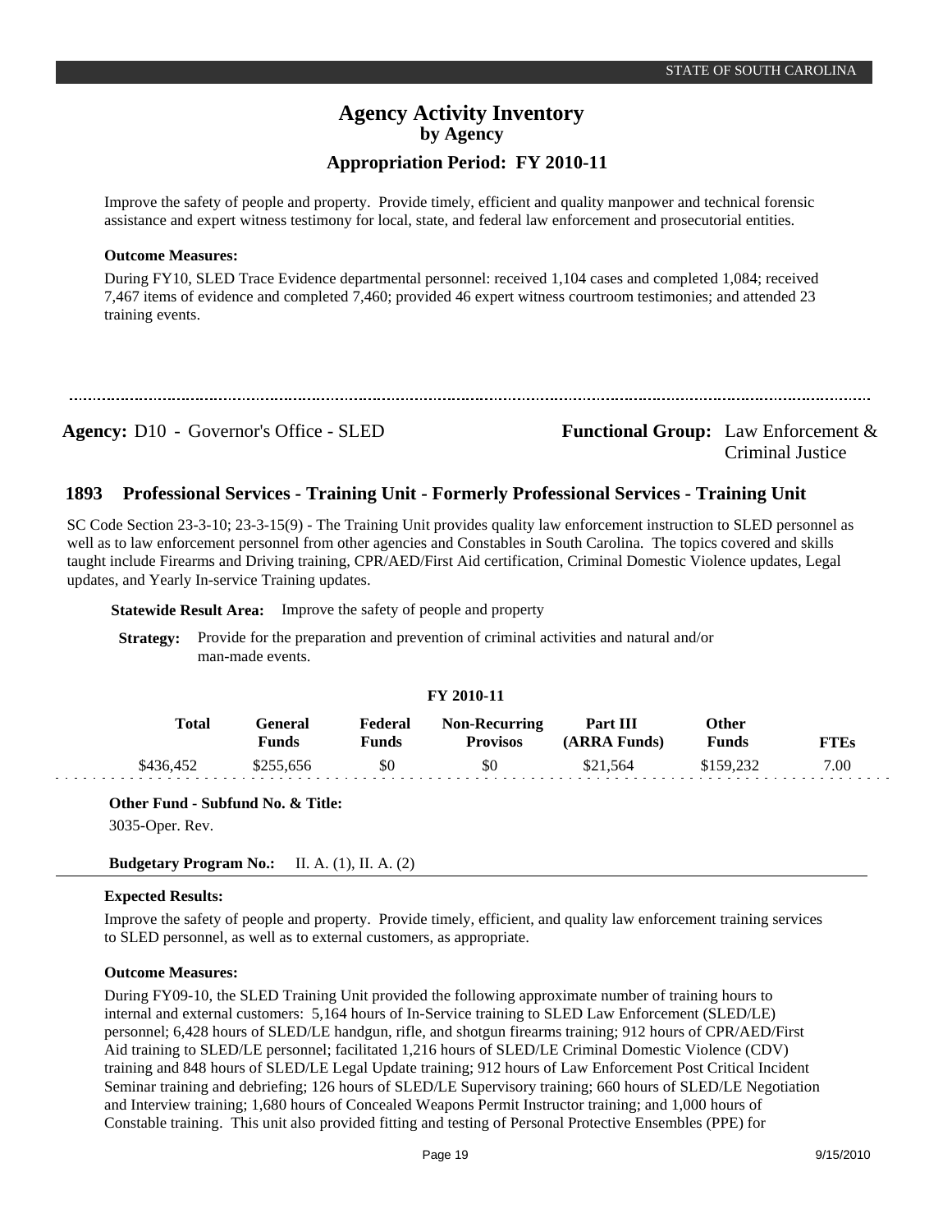Improve the safety of people and property. Provide timely, efficient and quality manpower and technical forensic assistance and expert witness testimony for local, state, and federal law enforcement and prosecutorial entities.

**Outcome Measures:**

During FY10, SLED Trace Evidence departmental personnel: received 1,104 cases and completed 1,084; received 7,467 items of evidence and completed 7,460; provided 46 expert witness courtroom testimonies; and attended 23 training events.

---

**Agency:** D10 - Governor's Office - SLED

**Functional Group:** Law Enforcement & Criminal Justice

## 1893 Professional Services - Training Unit - Formerly Professional Services - Training Unit

SC Code Section 23-3-10; 23-3-15(9) - The Training Unit provides quality law enforcement instruction to SLED personnel as well as to law enforcement personnel from other agencies and Constables in South Carolina. The topics covered and skills taught include Firearms and Driving training, CPR/AED/First Aid certification, Criminal Domestic Violence updates, Legal updates, and Yearly In-service Training updates.

**Statewide Result Area:** Improve the safety of people and property

**Strategy:** Provide for the preparation and prevention of criminal activities and natural and/or man-made events.

**FY 2010-11**

| Total | General Funds | Federal Funds | Non-Recurring Provisos | Part III (ARRA Funds) | Other Funds | FTEs |
|---|---|---|---|---|---|---|
| $436,452 | $255,656 | $0 | $0 | $21,564 | $159,232 | 7.00 |

**Other Fund - Subfund No. & Title:**

3035-Oper. Rev.

**Budgetary Program No.:** II. A. (1), II. A. (2)

**Expected Results:**

Improve the safety of people and property. Provide timely, efficient, and quality law enforcement training services to SLED personnel, as well as to external customers, as appropriate.

**Outcome Measures:**

During FY09-10, the SLED Training Unit provided the following approximate number of training hours to internal and external customers: 5,164 hours of In-Service training to SLED Law Enforcement (SLED/LE) personnel; 6,428 hours of SLED/LE handgun, rifle, and shotgun firearms training; 912 hours of CPR/AED/First Aid training to SLED/LE personnel; facilitated 1,216 hours of SLED/LE Criminal Domestic Violence (CDV) training and 848 hours of SLED/LE Legal Update training; 912 hours of Law Enforcement Post Critical Incident Seminar training and debriefing; 126 hours of SLED/LE Supervisory training; 660 hours of SLED/LE Negotiation and Interview training; 1,680 hours of Concealed Weapons Permit Instructor training; and 1,000 hours of Constable training. This unit also provided fitting and testing of Personal Protective Ensembles (PPE) for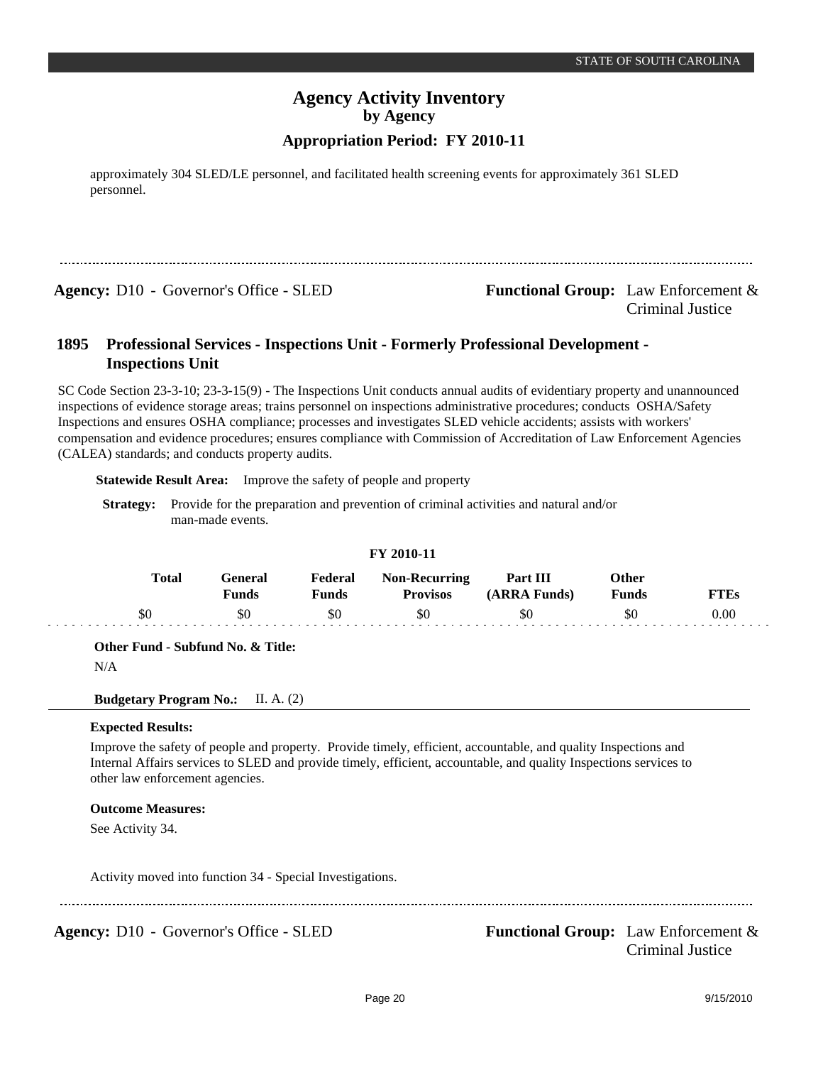approximately 304 SLED/LE personnel, and facilitated health screening events for approximately 361 SLED personnel.

---

**Agency:** D10 - Governor's Office - SLED **Functional Group:** Law Enforcement & Criminal Justice

## 1895 Professional Services - Inspections Unit - Formerly Professional Development - Inspections Unit

SC Code Section 23-3-10; 23-3-15(9) - The Inspections Unit conducts annual audits of evidentiary property and unannounced inspections of evidence storage areas; trains personnel on inspections administrative procedures; conducts OSHA/Safety Inspections and ensures OSHA compliance; processes and investigates SLED vehicle accidents; assists with workers' compensation and evidence procedures; ensures compliance with Commission of Accreditation of Law Enforcement Agencies (CALEA) standards; and conducts property audits.

**Statewide Result Area:** Improve the safety of people and property

**Strategy:** Provide for the preparation and prevention of criminal activities and natural and/or man-made events.

**FY 2010-11**

| Total | General Funds | Federal Funds | Non-Recurring Provisos | Part III (ARRA Funds) | Other Funds | FTEs |
|---|---|---|---|---|---|---|
| $0 | $0 | $0 | $0 | $0 | $0 | 0.00 |

**Other Fund - Subfund No. & Title:**

N/A

**Budgetary Program No.:** II. A. (2)

**Expected Results:**

Improve the safety of people and property. Provide timely, efficient, accountable, and quality Inspections and Internal Affairs services to SLED and provide timely, efficient, accountable, and quality Inspections services to other law enforcement agencies.

**Outcome Measures:**

See Activity 34.

Activity moved into function 34 - Special Investigations.

---

**Agency:** D10 - Governor's Office - SLED **Functional Group:** Law Enforcement & Criminal Justice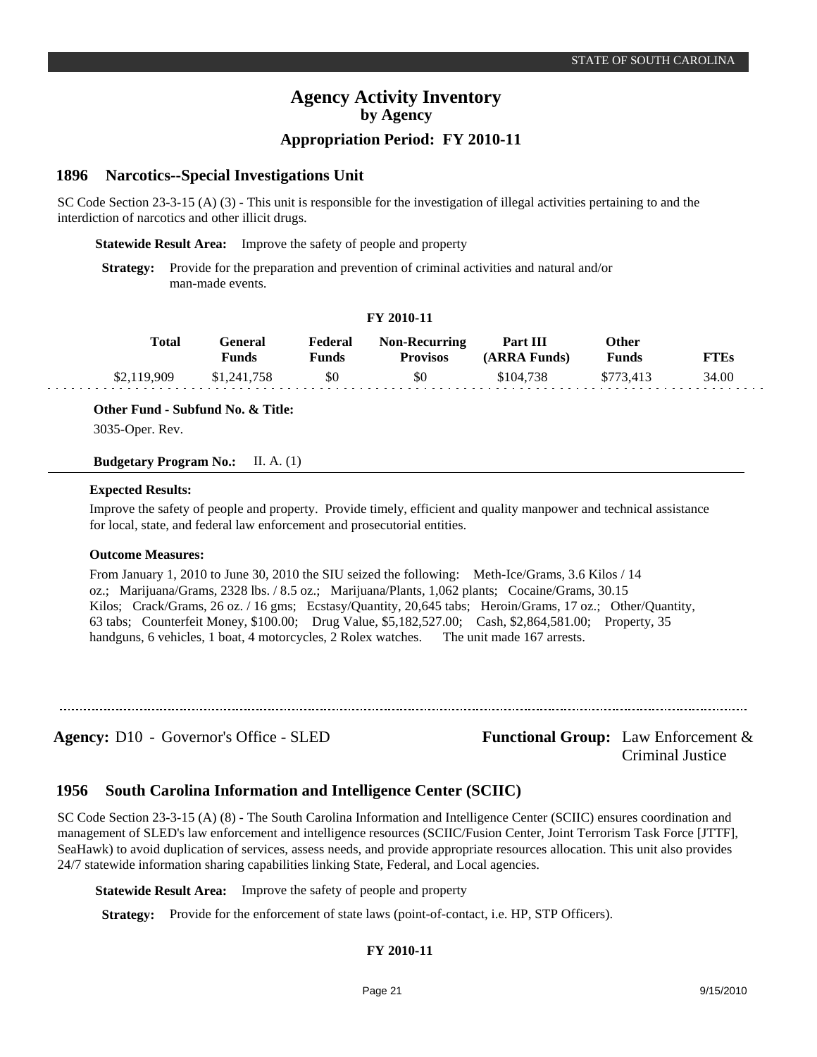# Agency Activity Inventory
## by Agency
### Appropriation Period: FY 2010-11

## 1896 Narcotics--Special Investigations Unit

SC Code Section 23-3-15 (A) (3) - This unit is responsible for the investigation of illegal activities pertaining to and the interdiction of narcotics and other illicit drugs.

**Statewide Result Area:** Improve the safety of people and property

**Strategy:** Provide for the preparation and prevention of criminal activities and natural and/or man-made events.

**FY 2010-11**

| Total | General Funds | Federal Funds | Non-Recurring Provisos | Part III (ARRA Funds) | Other Funds | FTEs |
|---|---|---|---|---|---|---|
| $2,119,909 | $1,241,758 | $0 | $0 | $104,738 | $773,413 | 34.00 |

**Other Fund - Subfund No. & Title:**

3035-Oper. Rev.

**Budgetary Program No.:** II. A. (1)

**Expected Results:**

Improve the safety of people and property. Provide timely, efficient and quality manpower and technical assistance for local, state, and federal law enforcement and prosecutorial entities.

**Outcome Measures:**

From January 1, 2010 to June 30, 2010 the SIU seized the following: Meth-Ice/Grams, 3.6 Kilos / 14 oz.; Marijuana/Grams, 2328 lbs. / 8.5 oz.; Marijuana/Plants, 1,062 plants; Cocaine/Grams, 30.15 Kilos; Crack/Grams, 26 oz. / 16 gms; Ecstasy/Quantity, 20,645 tabs; Heroin/Grams, 17 oz.; Other/Quantity, 63 tabs; Counterfeit Money, $100.00; Drug Value, $5,182,527.00; Cash, $2,864,581.00; Property, 35 handguns, 6 vehicles, 1 boat, 4 motorcycles, 2 Rolex watches. The unit made 167 arrests.

---

**Agency:** D10 - Governor's Office - SLED

**Functional Group:** Law Enforcement & Criminal Justice

## 1956 South Carolina Information and Intelligence Center (SCIIC)

SC Code Section 23-3-15 (A) (8) - The South Carolina Information and Intelligence Center (SCIIC) ensures coordination and management of SLED's law enforcement and intelligence resources (SCIIC/Fusion Center, Joint Terrorism Task Force [JTTF], SeaHawk) to avoid duplication of services, assess needs, and provide appropriate resources allocation. This unit also provides 24/7 statewide information sharing capabilities linking State, Federal, and Local agencies.

**Statewide Result Area:** Improve the safety of people and property

**Strategy:** Provide for the enforcement of state laws (point-of-contact, i.e. HP, STP Officers).

**FY 2010-11**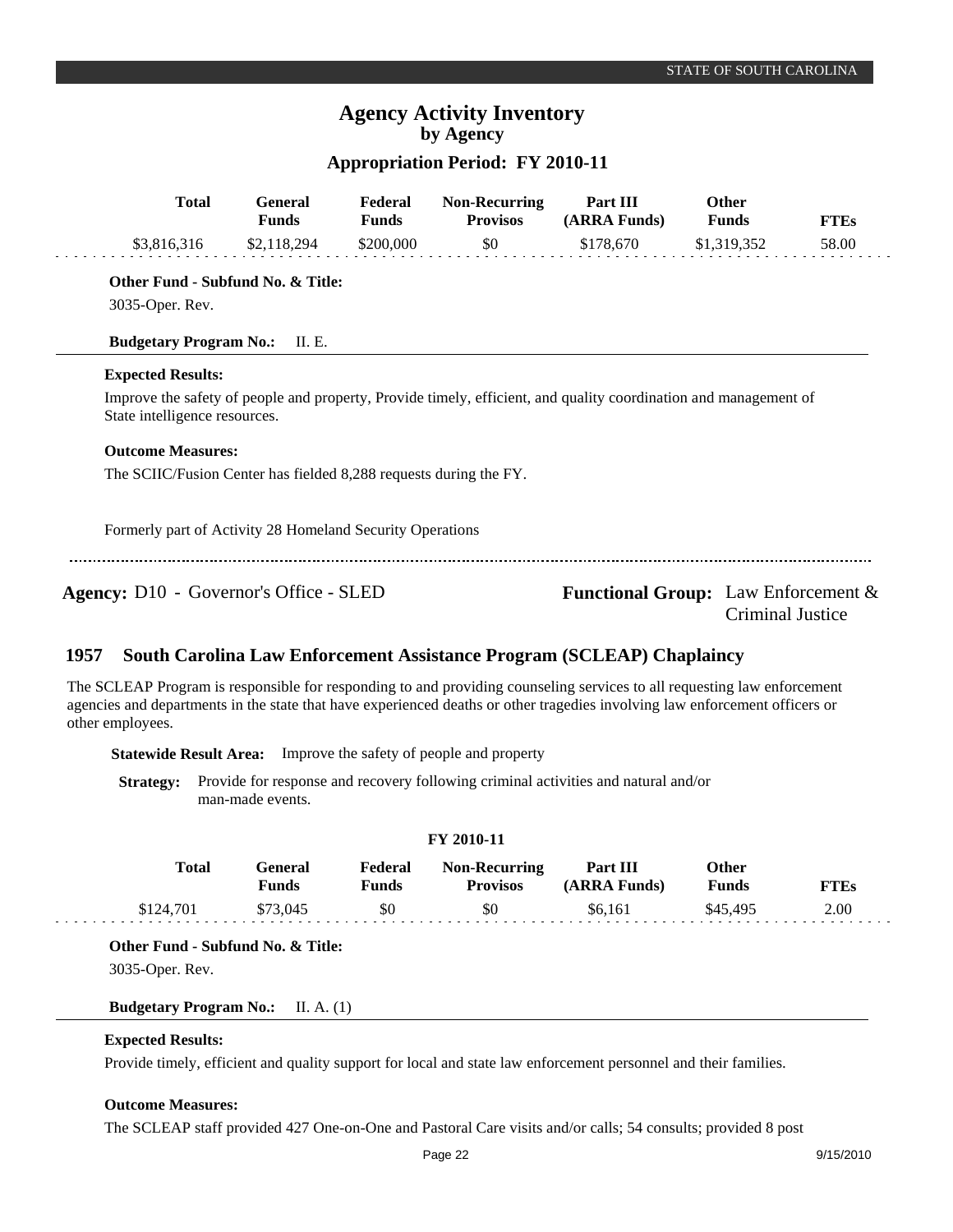| Total | General Funds | Federal Funds | Non-Recurring Provisos | Part III (ARRA Funds) | Other Funds | FTEs |
|---|---|---|---|---|---|---|
| $3,816,316 | $2,118,294 | $200,000 | $0 | $178,670 | $1,319,352 | 58.00 |

**Other Fund - Subfund No. & Title:**

3035-Oper. Rev.

**Budgetary Program No.:** II. E.

**Expected Results:**

Improve the safety of people and property, Provide timely, efficient, and quality coordination and management of State intelligence resources.

**Outcome Measures:**

The SCIIC/Fusion Center has fielded 8,288 requests during the FY.

Formerly part of Activity 28 Homeland Security Operations

---

**Agency:** D10 - Governor's Office - SLED

**Functional Group:** Law Enforcement & Criminal Justice

## 1957 South Carolina Law Enforcement Assistance Program (SCLEAP) Chaplaincy

The SCLEAP Program is responsible for responding to and providing counseling services to all requesting law enforcement agencies and departments in the state that have experienced deaths or other tragedies involving law enforcement officers or other employees.

**Statewide Result Area:** Improve the safety of people and property

**Strategy:** Provide for response and recovery following criminal activities and natural and/or man-made events.

**FY 2010-11**

| Total | General Funds | Federal Funds | Non-Recurring Provisos | Part III (ARRA Funds) | Other Funds | FTEs |
|---|---|---|---|---|---|---|
| $124,701 | $73,045 | $0 | $0 | $6,161 | $45,495 | 2.00 |

**Other Fund - Subfund No. & Title:**

3035-Oper. Rev.

**Budgetary Program No.:** II. A. (1)

**Expected Results:**

Provide timely, efficient and quality support for local and state law enforcement personnel and their families.

**Outcome Measures:**

The SCLEAP staff provided 427 One-on-One and Pastoral Care visits and/or calls; 54 consults; provided 8 post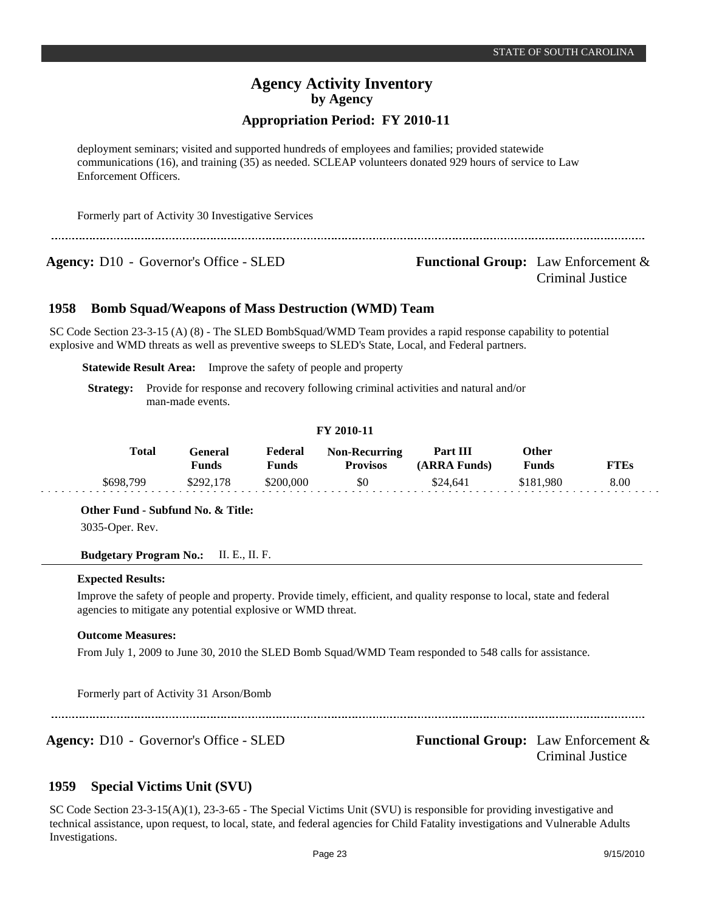deployment seminars; visited and supported hundreds of employees and families; provided statewide communications (16), and training (35) as needed. SCLEAP volunteers donated 929 hours of service to Law Enforcement Officers.

Formerly part of Activity 30 Investigative Services

---

**Agency:** D10 - Governor's Office - SLED **Functional Group:** Law Enforcement & Criminal Justice

## 1958 Bomb Squad/Weapons of Mass Destruction (WMD) Team

SC Code Section 23-3-15 (A) (8) - The SLED BombSquad/WMD Team provides a rapid response capability to potential explosive and WMD threats as well as preventive sweeps to SLED's State, Local, and Federal partners.

**Statewide Result Area:** Improve the safety of people and property

**Strategy:** Provide for response and recovery following criminal activities and natural and/or man-made events.

**FY 2010-11**

| Total | General Funds | Federal Funds | Non-Recurring Provisos | Part III (ARRA Funds) | Other Funds | FTEs |
|---|---|---|---|---|---|---|
| $698,799 | $292,178 | $200,000 | $0 | $24,641 | $181,980 | 8.00 |

**Other Fund - Subfund No. & Title:**
3035-Oper. Rev.

**Budgetary Program No.:** II. E., II. F.

**Expected Results:**

Improve the safety of people and property. Provide timely, efficient, and quality response to local, state and federal agencies to mitigate any potential explosive or WMD threat.

**Outcome Measures:**

From July 1, 2009 to June 30, 2010 the SLED Bomb Squad/WMD Team responded to 548 calls for assistance.

Formerly part of Activity 31 Arson/Bomb

---

**Agency:** D10 - Governor's Office - SLED **Functional Group:** Law Enforcement & Criminal Justice

## 1959 Special Victims Unit (SVU)

SC Code Section 23-3-15(A)(1), 23-3-65 - The Special Victims Unit (SVU) is responsible for providing investigative and technical assistance, upon request, to local, state, and federal agencies for Child Fatality investigations and Vulnerable Adults Investigations.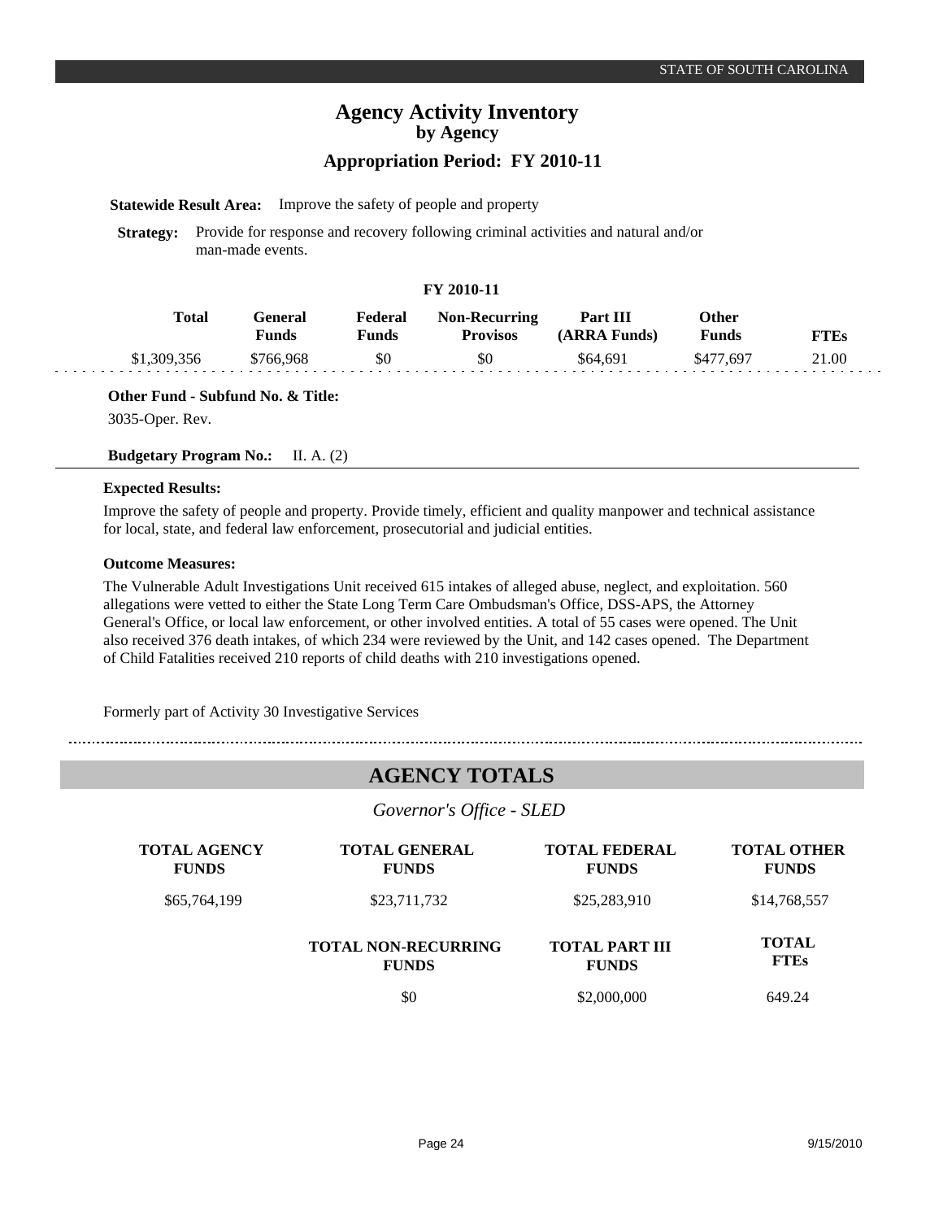# Agency Activity Inventory
## by Agency
### Appropriation Period: FY 2010-11

**Statewide Result Area:** Improve the safety of people and property

**Strategy:** Provide for response and recovery following criminal activities and natural and/or man-made events.

**FY 2010-11**

| Total | General Funds | Federal Funds | Non-Recurring Provisos | Part III (ARRA Funds) | Other Funds | FTEs |
|---|---|---|---|---|---|---|
| $1,309,356 | $766,968 | $0 | $0 | $64,691 | $477,697 | 21.00 |

**Other Fund - Subfund No. & Title:**

3035-Oper. Rev.

**Budgetary Program No.:** II. A. (2)

**Expected Results:**

Improve the safety of people and property. Provide timely, efficient and quality manpower and technical assistance for local, state, and federal law enforcement, prosecutorial and judicial entities.

**Outcome Measures:**

The Vulnerable Adult Investigations Unit received 615 intakes of alleged abuse, neglect, and exploitation. 560 allegations were vetted to either the State Long Term Care Ombudsman's Office, DSS-APS, the Attorney General's Office, or local law enforcement, or other involved entities. A total of 55 cases were opened. The Unit also received 376 death intakes, of which 234 were reviewed by the Unit, and 142 cases opened. The Department of Child Fatalities received 210 reports of child deaths with 210 investigations opened.

Formerly part of Activity 30 Investigative Services

## AGENCY TOTALS

*Governor's Office - SLED*

| TOTAL AGENCY FUNDS | TOTAL GENERAL FUNDS | TOTAL FEDERAL FUNDS | TOTAL OTHER FUNDS |
|---|---|---|---|
| $65,764,199 | $23,711,732 | $25,283,910 | $14,768,557 |

| TOTAL NON-RECURRING FUNDS | TOTAL PART III FUNDS | TOTAL FTEs |
|---|---|---|
| $0 | $2,000,000 | 649.24 |